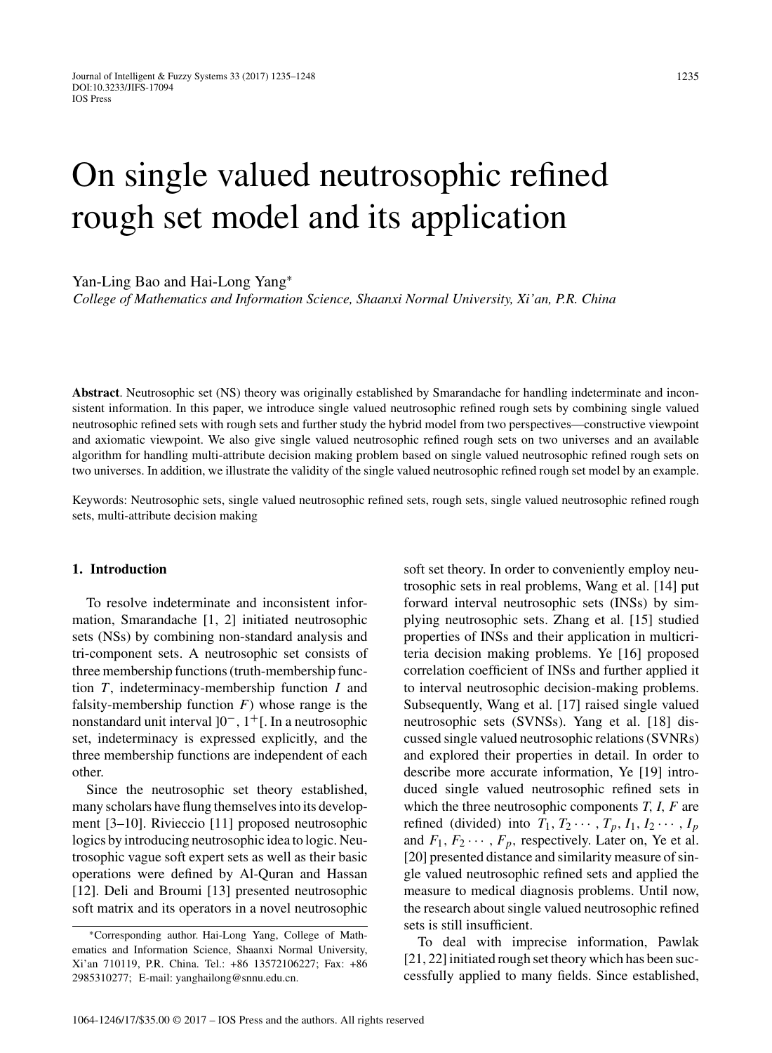# On single valued neutrosophic refined rough set model and its application

Yan-Ling Bao and Hai-Long Yang*

*College of Mathematics and Information Science, Shaanxi Normal University, Xi'an, P.R. China*

**Abstract**. Neutrosophic set (NS) theory was originally established by Smarandache for handling indeterminate and inconsistent information. In this paper, we introduce single valued neutrosophic refined rough sets by combining single valued neutrosophic refined sets with rough sets and further study the hybrid model from two perspectives—constructive viewpoint and axiomatic viewpoint. We also give single valued neutrosophic refined rough sets on two universes and an available algorithm for handling multi-attribute decision making problem based on single valued neutrosophic refined rough sets on two universes. In addition, we illustrate the validity of the single valued neutrosophic refined rough set model by an example.

Keywords: Neutrosophic sets, single valued neutrosophic refined sets, rough sets, single valued neutrosophic refined rough sets, multi-attribute decision making

## 1. Introduction

To resolve indeterminate and inconsistent information, Smarandache [1, 2] initiated neutrosophic sets (NSs) by combining non-standard analysis and tri-component sets. A neutrosophic set consists of three membership functions (truth-membership function $T$, indeterminacy-membership function $I$ and falsity-membership function $F$) whose range is the nonstandard unit interval $]0^-, 1^+[$. In a neutrosophic set, indeterminacy is expressed explicitly, and the three membership functions are independent of each other.

Since the neutrosophic set theory established, many scholars have flung themselves into its development [3–10]. Rivieccio [11] proposed neutrosophic logics by introducing neutrosophic idea to logic. Neutrosophic vague soft expert sets as well as their basic operations were defined by Al-Quran and Hassan [12]. Deli and Broumi [13] presented neutrosophic soft matrix and its operators in a novel neutrosophic soft set theory. In order to conveniently employ neutrosophic sets in real problems, Wang et al. [14] put forward interval neutrosophic sets (INSs) by simplying neutrosophic sets. Zhang et al. [15] studied properties of INSs and their application in multicriteria decision making problems. Ye [16] proposed correlation coefficient of INSs and further applied it to interval neutrosophic decision-making problems. Subsequently, Wang et al. [17] raised single valued neutrosophic sets (SVNSs). Yang et al. [18] discussed single valued neutrosophic relations (SVNRs) and explored their properties in detail. In order to describe more accurate information, Ye [19] introduced single valued neutrosophic refined sets in which the three neutrosophic components $T$, $I$, $F$ are refined (divided) into $T_1, T_2 \cdots, T_p, I_1, I_2 \cdots, I_p$ and $F_1, F_2 \cdots, F_p$, respectively. Later on, Ye et al. [20] presented distance and similarity measure of single valued neutrosophic refined sets and applied the measure to medical diagnosis problems. Until now, the research about single valued neutrosophic refined sets is still insufficient.

To deal with imprecise information, Pawlak [21, 22] initiated rough set theory which has been successfully applied to many fields. Since established,

*Corresponding author. Hai-Long Yang, College of Mathematics and Information Science, Shaanxi Normal University, Xi'an 710119, P.R. China. Tel.: +86 13572106227; Fax: +86 2985310277; E-mail: yanghailong@snnu.edu.cn.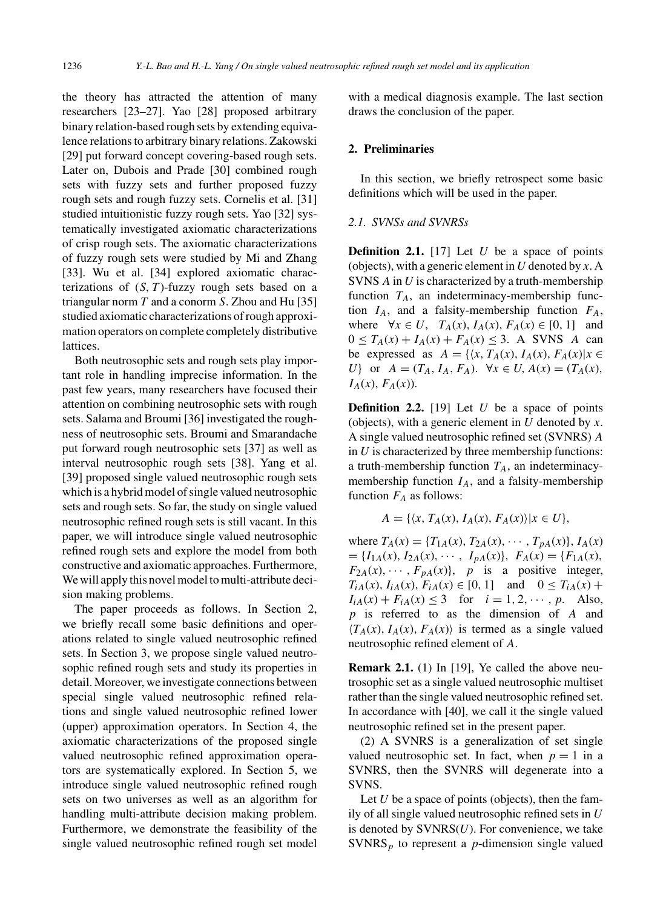the theory has attracted the attention of many researchers [23–27]. Yao [28] proposed arbitrary binary relation-based rough sets by extending equivalence relations to arbitrary binary relations. Zakowski [29] put forward concept covering-based rough sets. Later on, Dubois and Prade [30] combined rough sets with fuzzy sets and further proposed fuzzy rough sets and rough fuzzy sets. Cornelis et al. [31] studied intuitionistic fuzzy rough sets. Yao [32] systematically investigated axiomatic characterizations of crisp rough sets. The axiomatic characterizations of fuzzy rough sets were studied by Mi and Zhang [33]. Wu et al. [34] explored axiomatic characterizations of $(S, T)$-fuzzy rough sets based on a triangular norm $T$ and a conorm $S$. Zhou and Hu [35] studied axiomatic characterizations of rough approximation operators on complete completely distributive lattices.

Both neutrosophic sets and rough sets play important role in handling imprecise information. In the past few years, many researchers have focused their attention on combining neutrosophic sets with rough sets. Salama and Broumi [36] investigated the roughness of neutrosophic sets. Broumi and Smarandache put forward rough neutrosophic sets [37] as well as interval neutrosophic rough sets [38]. Yang et al. [39] proposed single valued neutrosophic rough sets which is a hybrid model of single valued neutrosophic sets and rough sets. So far, the study on single valued neutrosophic refined rough sets is still vacant. In this paper, we will introduce single valued neutrosophic refined rough sets and explore the model from both constructive and axiomatic approaches. Furthermore, We will apply this novel model to multi-attribute decision making problems.

The paper proceeds as follows. In Section 2, we briefly recall some basic definitions and operations related to single valued neutrosophic refined sets. In Section 3, we propose single valued neutrosophic refined rough sets and study its properties in detail. Moreover, we investigate connections between special single valued neutrosophic refined relations and single valued neutrosophic refined lower (upper) approximation operators. In Section 4, the axiomatic characterizations of the proposed single valued neutrosophic refined approximation operators are systematically explored. In Section 5, we introduce single valued neutrosophic refined rough sets on two universes as well as an algorithm for handling multi-attribute decision making problem. Furthermore, we demonstrate the feasibility of the single valued neutrosophic refined rough set model with a medical diagnosis example. The last section draws the conclusion of the paper.

## 2. Preliminaries

In this section, we briefly retrospect some basic definitions which will be used in the paper.

### 2.1. SVNSs and SVNRSs

**Definition 2.1.** [17] Let $U$ be a space of points (objects), with a generic element in $U$ denoted by $x$. A SVNS $A$ in $U$ is characterized by a truth-membership function $T_A$, an indeterminacy-membership function $I_A$, and a falsity-membership function $F_A$, where $\forall x \in U$, $T_A(x), I_A(x), F_A(x) \in [0, 1]$ and $0 \leq T_A(x) + I_A(x) + F_A(x) \leq 3$. A SVNS $A$ can be expressed as $A = \{\langle x, T_A(x), I_A(x), F_A(x) | x \in U\}$ or $A = (T_A, I_A, F_A)$. $\forall x \in U, A(x) = (T_A(x), I_A(x), F_A(x))$.

**Definition 2.2.** [19] Let $U$ be a space of points (objects), with a generic element in $U$ denoted by $x$. A single valued neutrosophic refined set (SVNRS) $A$ in $U$ is characterized by three membership functions: a truth-membership function $T_A$, an indeterminacy-membership function $I_A$, and a falsity-membership function $F_A$ as follows:

$$A = \{\langle x, T_A(x), I_A(x), F_A(x)\rangle | x \in U\},$$

where $T_A(x) = \{T_{1A}(x), T_{2A}(x), \cdots, T_{pA}(x)\}$, $I_A(x) = \{I_{1A}(x), I_{2A}(x), \cdots, I_{pA}(x)\}$, $F_A(x) = \{F_{1A}(x), F_{2A}(x), \cdots, F_{pA}(x)\}$, $p$ is a positive integer, $T_{iA}(x), I_{iA}(x), F_{iA}(x) \in [0, 1]$ and $0 \leq T_{iA}(x) + I_{iA}(x) + F_{iA}(x) \leq 3$ for $i = 1, 2, \cdots, p$. Also, $p$ is referred to as the dimension of $A$ and $\langle T_A(x), I_A(x), F_A(x)\rangle$ is termed as a single valued neutrosophic refined element of $A$.

**Remark 2.1.** (1) In [19], Ye called the above neutrosophic set as a single valued neutrosophic multiset rather than the single valued neutrosophic refined set. In accordance with [40], we call it the single valued neutrosophic refined set in the present paper.

(2) A SVNRS is a generalization of set single valued neutrosophic set. In fact, when $p = 1$ in a SVNRS, then the SVNRS will degenerate into a SVNS.

Let $U$ be a space of points (objects), then the family of all single valued neutrosophic refined sets in $U$ is denoted by SVNRS$(U)$. For convenience, we take SVNRS$_p$ to represent a $p$-dimension single valued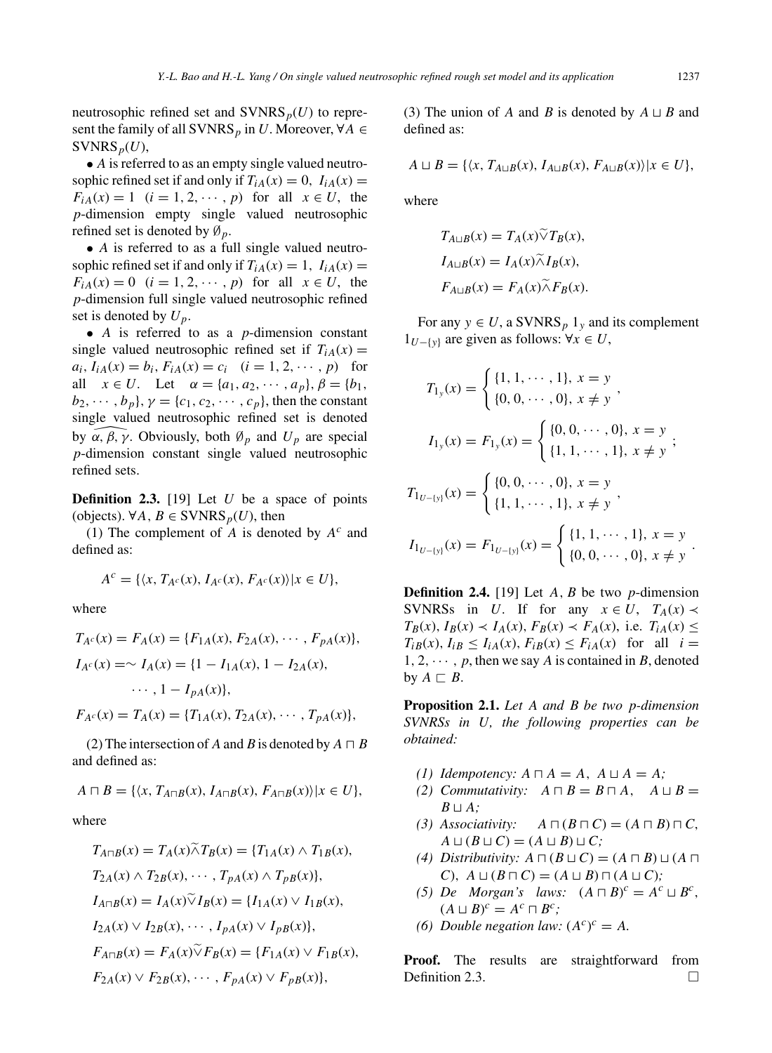neutrosophic refined set and $\text{SVNRS}_p(U)$ to represent the family of all $\text{SVNRS}_p$ in $U$. Moreover, $\forall A \in \text{SVNRS}_p(U)$,

- $A$ is referred to as an empty single valued neutrosophic refined set if and only if $T_{iA}(x) = 0,\ I_{iA}(x) = F_{iA}(x) = 1\ \ (i = 1, 2, \cdots, p)$ for all $x \in U$, the $p$-dimension empty single valued neutrosophic refined set is denoted by $\emptyset_p$.
- $A$ is referred to as a full single valued neutrosophic refined set if and only if $T_{iA}(x) = 1,\ I_{iA}(x) = F_{iA}(x) = 0\ \ (i = 1, 2, \cdots, p)$ for all $x \in U$, the $p$-dimension full single valued neutrosophic refined set is denoted by $U_p$.
- $A$ is referred to as a $p$-dimension constant single valued neutrosophic refined set if $T_{iA}(x) = a_i,\ I_{iA}(x) = b_i,\ F_{iA}(x) = c_i\ \ (i = 1, 2, \cdots, p)$ for all $x \in U$. Let $\alpha = \{a_1, a_2, \cdots, a_p\}, \beta = \{b_1, b_2, \cdots, b_p\}, \gamma = \{c_1, c_2, \cdots, c_p\}$, then the constant single valued neutrosophic refined set is denoted by $\widehat{\alpha, \beta, \gamma}$. Obviously, both $\emptyset_p$ and $U_p$ are special $p$-dimension constant single valued neutrosophic refined sets.

**Definition 2.3.** [19] Let $U$ be a space of points (objects). $\forall A, B \in \text{SVNRS}_p(U)$, then

(1) The complement of $A$ is denoted by $A^c$ and defined as:

$$A^c = \{\langle x, T_{A^c}(x), I_{A^c}(x), F_{A^c}(x)\rangle | x \in U\},$$

where

$$T_{A^c}(x) = F_A(x) = \{F_{1A}(x), F_{2A}(x), \cdots, F_{pA}(x)\},$$
$$I_{A^c}(x) = \sim I_A(x) = \{1 - I_{1A}(x), 1 - I_{2A}(x), \cdots, 1 - I_{pA}(x)\},$$
$$F_{A^c}(x) = T_A(x) = \{T_{1A}(x), T_{2A}(x), \cdots, T_{pA}(x)\},$$

(2) The intersection of $A$ and $B$ is denoted by $A \sqcap B$ and defined as:

$$A \sqcap B = \{\langle x, T_{A\sqcap B}(x), I_{A\sqcap B}(x), F_{A\sqcap B}(x)\rangle | x \in U\},$$

where

$$T_{A\sqcap B}(x) = T_A(x)\widetilde{\wedge}T_B(x) = \{T_{1A}(x) \wedge T_{1B}(x), T_{2A}(x) \wedge T_{2B}(x), \cdots, T_{pA}(x) \wedge T_{pB}(x)\},$$
$$I_{A\sqcap B}(x) = I_A(x)\widetilde{\vee}I_B(x) = \{I_{1A}(x) \vee I_{1B}(x), I_{2A}(x) \vee I_{2B}(x), \cdots, I_{pA}(x) \vee I_{pB}(x)\},$$
$$F_{A\sqcap B}(x) = F_A(x)\widetilde{\vee}F_B(x) = \{F_{1A}(x) \vee F_{1B}(x), F_{2A}(x) \vee F_{2B}(x), \cdots, F_{pA}(x) \vee F_{pB}(x)\},$$

(3) The union of $A$ and $B$ is denoted by $A \sqcup B$ and defined as:

$$A \sqcup B = \{\langle x, T_{A\sqcup B}(x), I_{A\sqcup B}(x), F_{A\sqcup B}(x)\rangle | x \in U\},$$

where

$$T_{A\sqcup B}(x) = T_A(x)\widetilde{\vee}T_B(x),$$
$$I_{A\sqcup B}(x) = I_A(x)\widetilde{\wedge}I_B(x),$$
$$F_{A\sqcup B}(x) = F_A(x)\widetilde{\wedge}F_B(x).$$

For any $y \in U$, a $\text{SVNRS}_p$ $1_y$ and its complement $1_{U-\{y\}}$ are given as follows: $\forall x \in U$,

$$T_{1_y}(x) = \begin{cases} \{1, 1, \cdots, 1\},\ x = y \\ \{0, 0, \cdots, 0\},\ x \neq y \end{cases},$$

$$I_{1_y}(x) = F_{1_y}(x) = \begin{cases} \{0, 0, \cdots, 0\},\ x = y \\ \{1, 1, \cdots, 1\},\ x \neq y \end{cases};$$

$$T_{1_{U-\{y\}}}(x) = \begin{cases} \{0, 0, \cdots, 0\},\ x = y \\ \{1, 1, \cdots, 1\},\ x \neq y \end{cases},$$

$$I_{1_{U-\{y\}}}(x) = F_{1_{U-\{y\}}}(x) = \begin{cases} \{1, 1, \cdots, 1\},\ x = y \\ \{0, 0, \cdots, 0\},\ x \neq y \end{cases}.$$

**Definition 2.4.** [19] Let $A, B$ be two $p$-dimension SVNRSs in $U$. If for any $x \in U$, $T_A(x) \prec T_B(x), I_B(x) \prec I_A(x), F_B(x) \prec F_A(x)$, i.e. $T_{iA}(x) \leq T_{iB}(x), I_{iB} \leq I_{iA}(x), F_{iB}(x) \leq F_{iA}(x)$ for all $i = 1, 2, \cdots, p$, then we say $A$ is contained in $B$, denoted by $A \sqsubset B$.

**Proposition 2.1.** *Let $A$ and $B$ be two $p$-dimension SVNRSs in $U$, the following properties can be obtained:*

*(1) Idempotency:* $A \sqcap A = A,\ A \sqcup A = A$;
*(2) Commutativity:* $A \sqcap B = B \sqcap A,\ \ A \sqcup B = B \sqcup A$;
*(3) Associativity:* $A \sqcap (B \sqcap C) = (A \sqcap B) \sqcap C$, $A \sqcup (B \sqcup C) = (A \sqcup B) \sqcup C$;
*(4) Distributivity:* $A \sqcap (B \sqcup C) = (A \sqcap B) \sqcup (A \sqcap C),\ A \sqcup (B \sqcap C) = (A \sqcup B) \sqcap (A \sqcup C)$;
*(5) De Morgan's laws:* $(A \sqcap B)^c = A^c \sqcup B^c$, $(A \sqcup B)^c = A^c \sqcap B^c$;
*(6) Double negation law:* $(A^c)^c = A$.

**Proof.** The results are straightforward from Definition 2.3. □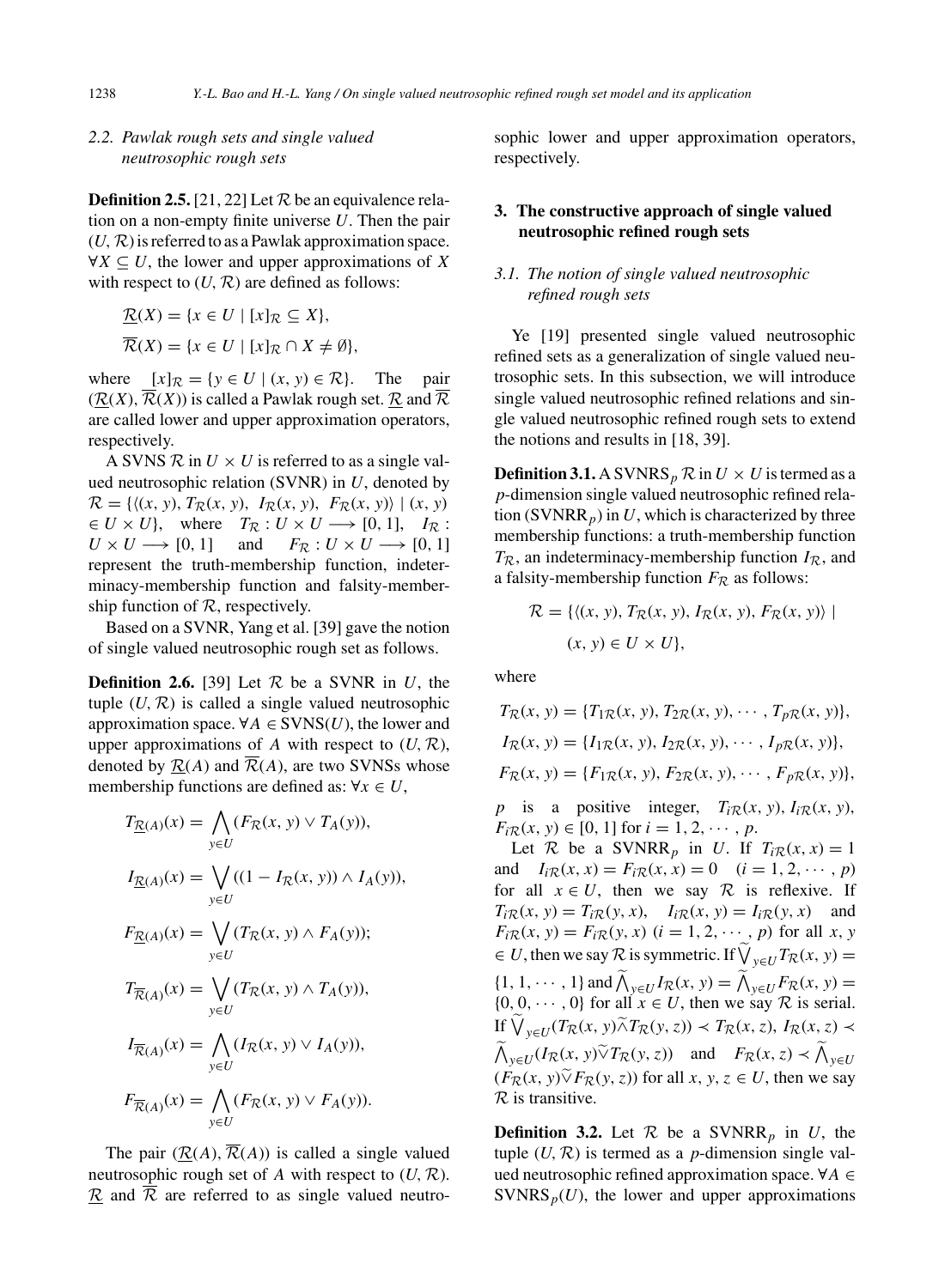### 2.2. Pawlak rough sets and single valued neutrosophic rough sets

**Definition 2.5.** [21, 22] Let $\mathcal{R}$ be an equivalence relation on a non-empty finite universe $U$. Then the pair $(U, \mathcal{R})$ is referred to as a Pawlak approximation space. $\forall X \subseteq U$, the lower and upper approximations of $X$ with respect to $(U, \mathcal{R})$ are defined as follows:

$$\underline{\mathcal{R}}(X) = \{x \in U \mid [x]_{\mathcal{R}} \subseteq X\},$$

$$\overline{\mathcal{R}}(X) = \{x \in U \mid [x]_{\mathcal{R}} \cap X \neq \emptyset\},$$

where $[x]_{\mathcal{R}} = \{y \in U \mid (x, y) \in \mathcal{R}\}$. The pair $(\underline{\mathcal{R}}(X), \overline{\mathcal{R}}(X))$ is called a Pawlak rough set. $\underline{\mathcal{R}}$ and $\overline{\mathcal{R}}$ are called lower and upper approximation operators, respectively.

A SVNS $\mathcal{R}$ in $U \times U$ is referred to as a single valued neutrosophic relation (SVNR) in $U$, denoted by $\mathcal{R} = \{\langle (x, y), T_{\mathcal{R}}(x, y), I_{\mathcal{R}}(x, y), F_{\mathcal{R}}(x, y)\rangle \mid (x, y) \in U \times U\}$, where $T_{\mathcal{R}} : U \times U \longrightarrow [0, 1]$, $I_{\mathcal{R}} : U \times U \longrightarrow [0, 1]$ and $F_{\mathcal{R}} : U \times U \longrightarrow [0, 1]$ represent the truth-membership function, indeterminacy-membership function and falsity-membership function of $\mathcal{R}$, respectively.

Based on a SVNR, Yang et al. [39] gave the notion of single valued neutrosophic rough set as follows.

**Definition 2.6.** [39] Let $\mathcal{R}$ be a SVNR in $U$, the tuple $(U, \mathcal{R})$ is called a single valued neutrosophic approximation space. $\forall A \in \text{SVNS}(U)$, the lower and upper approximations of $A$ with respect to $(U, \mathcal{R})$, denoted by $\underline{\mathcal{R}}(A)$ and $\overline{\mathcal{R}}(A)$, are two SVNSs whose membership functions are defined as: $\forall x \in U$,

$$T_{\underline{\mathcal{R}}(A)}(x) = \bigwedge_{y \in U} (F_{\mathcal{R}}(x, y) \vee T_A(y)),$$

$$I_{\underline{\mathcal{R}}(A)}(x) = \bigvee_{y \in U} ((1 - I_{\mathcal{R}}(x, y)) \wedge I_A(y)),$$

$$F_{\underline{\mathcal{R}}(A)}(x) = \bigvee_{y \in U} (T_{\mathcal{R}}(x, y) \wedge F_A(y));$$

$$T_{\overline{\mathcal{R}}(A)}(x) = \bigvee_{y \in U} (T_{\mathcal{R}}(x, y) \wedge T_A(y)),$$

$$I_{\overline{\mathcal{R}}(A)}(x) = \bigwedge_{y \in U} (I_{\mathcal{R}}(x, y) \vee I_A(y)),$$

$$F_{\overline{\mathcal{R}}(A)}(x) = \bigwedge_{y \in U} (F_{\mathcal{R}}(x, y) \vee F_A(y)).$$

The pair $(\underline{\mathcal{R}}(A), \overline{\mathcal{R}}(A))$ is called a single valued neutrosophic rough set of $A$ with respect to $(U, \mathcal{R})$. $\underline{\mathcal{R}}$ and $\overline{\mathcal{R}}$ are referred to as single valued neutrosophic lower and upper approximation operators, respectively.

## 3. The constructive approach of single valued neutrosophic refined rough sets

### 3.1. The notion of single valued neutrosophic refined rough sets

Ye [19] presented single valued neutrosophic refined sets as a generalization of single valued neutrosophic sets. In this subsection, we will introduce single valued neutrosophic refined relations and single valued neutrosophic refined rough sets to extend the notions and results in [18, 39].

**Definition 3.1.** A $\text{SVNRS}_p$ $\mathcal{R}$ in $U \times U$ is termed as a $p$-dimension single valued neutrosophic refined relation ($\text{SVNRR}_p$) in $U$, which is characterized by three membership functions: a truth-membership function $T_{\mathcal{R}}$, an indeterminacy-membership function $I_{\mathcal{R}}$, and a falsity-membership function $F_{\mathcal{R}}$ as follows:

$$\mathcal{R} = \{\langle (x, y), T_{\mathcal{R}}(x, y), I_{\mathcal{R}}(x, y), F_{\mathcal{R}}(x, y)\rangle \mid (x, y) \in U \times U\},$$

where

$$T_{\mathcal{R}}(x, y) = \{T_{1\mathcal{R}}(x, y), T_{2\mathcal{R}}(x, y), \cdots, T_{p\mathcal{R}}(x, y)\},$$

$$I_{\mathcal{R}}(x, y) = \{I_{1\mathcal{R}}(x, y), I_{2\mathcal{R}}(x, y), \cdots, I_{p\mathcal{R}}(x, y)\},$$

$$F_{\mathcal{R}}(x, y) = \{F_{1\mathcal{R}}(x, y), F_{2\mathcal{R}}(x, y), \cdots, F_{p\mathcal{R}}(x, y)\},$$

$p$ is a positive integer, $T_{i\mathcal{R}}(x, y), I_{i\mathcal{R}}(x, y), F_{i\mathcal{R}}(x, y) \in [0, 1]$ for $i = 1, 2, \cdots, p$.

Let $\mathcal{R}$ be a $\text{SVNRR}_p$ in $U$. If $T_{i\mathcal{R}}(x, x) = 1$ and $I_{i\mathcal{R}}(x, x) = F_{i\mathcal{R}}(x, x) = 0$ $(i = 1, 2, \cdots, p)$ for all $x \in U$, then we say $\mathcal{R}$ is reflexive. If $T_{i\mathcal{R}}(x, y) = T_{i\mathcal{R}}(y, x)$, $I_{i\mathcal{R}}(x, y) = I_{i\mathcal{R}}(y, x)$ and $F_{i\mathcal{R}}(x, y) = F_{i\mathcal{R}}(y, x)$ $(i = 1, 2, \cdots, p)$ for all $x, y \in U$, then we say $\mathcal{R}$ is symmetric. If $\widetilde{\bigvee}_{y \in U} T_{\mathcal{R}}(x, y) = \{1, 1, \cdots, 1\}$ and $\widetilde{\bigwedge}_{y \in U} I_{\mathcal{R}}(x, y) = \widetilde{\bigwedge}_{y \in U} F_{\mathcal{R}}(x, y) = \{0, 0, \cdots, 0\}$ for all $x \in U$, then we say $\mathcal{R}$ is serial. If $\widetilde{\bigvee}_{y \in U}(T_{\mathcal{R}}(x, y) \widetilde{\wedge} T_{\mathcal{R}}(y, z)) \prec T_{\mathcal{R}}(x, z)$, $I_{\mathcal{R}}(x, z) \prec \widetilde{\bigwedge}_{y \in U}(I_{\mathcal{R}}(x, y) \widetilde{\vee} T_{\mathcal{R}}(y, z))$ and $F_{\mathcal{R}}(x, z) \prec \widetilde{\bigwedge}_{y \in U}(F_{\mathcal{R}}(x, y) \widetilde{\vee} F_{\mathcal{R}}(y, z))$ for all $x, y, z \in U$, then we say $\mathcal{R}$ is transitive.

**Definition 3.2.** Let $\mathcal{R}$ be a $\text{SVNRR}_p$ in $U$, the tuple $(U, \mathcal{R})$ is termed as a $p$-dimension single valued neutrosophic refined approximation space. $\forall A \in \text{SVNRS}_p(U)$, the lower and upper approximations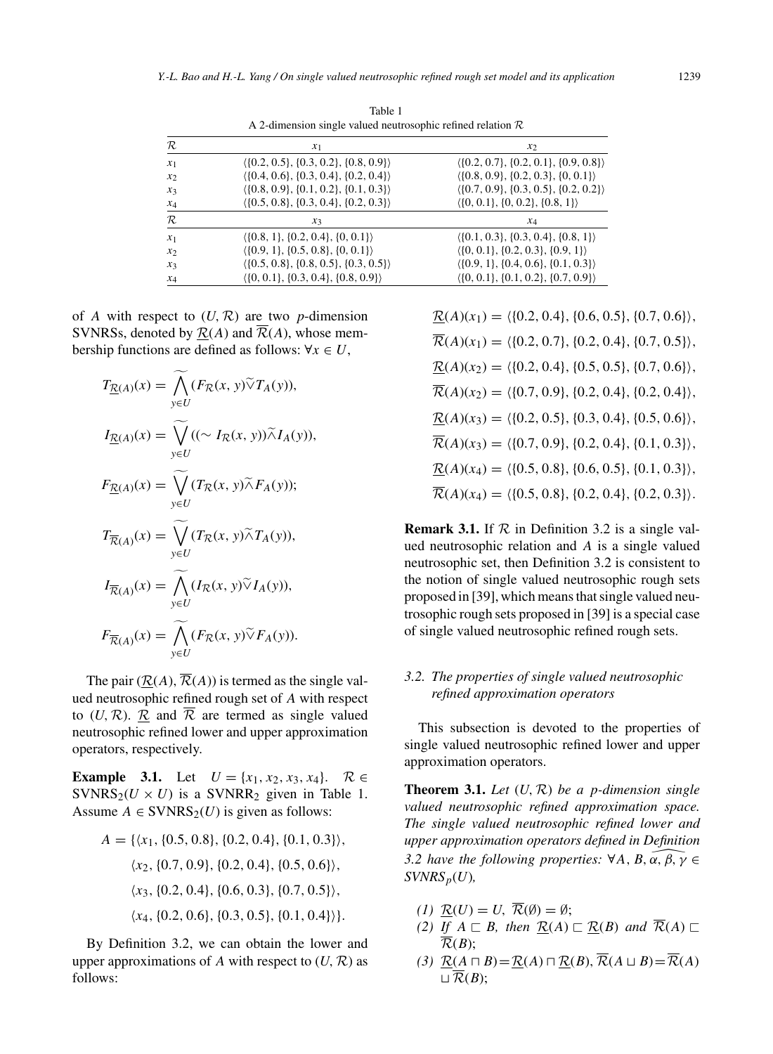Table 1
A 2-dimension single valued neutrosophic refined relation $\mathcal{R}$

| $\mathcal{R}$ | $x_1$ | $x_2$ |
|---|---|---|
| $x_1$ | $\langle\{0.2, 0.5\}, \{0.3, 0.2\}, \{0.8, 0.9\}\rangle$ | $\langle\{0.2, 0.7\}, \{0.2, 0.1\}, \{0.9, 0.8\}\rangle$ |
| $x_2$ | $\langle\{0.4, 0.6\}, \{0.3, 0.4\}, \{0.2, 0.4\}\rangle$ | $\langle\{0.8, 0.9\}, \{0.2, 0.3\}, \{0, 0.1\}\rangle$ |
| $x_3$ | $\langle\{0.8, 0.9\}, \{0.1, 0.2\}, \{0.1, 0.3\}\rangle$ | $\langle\{0.7, 0.9\}, \{0.3, 0.5\}, \{0.2, 0.2\}\rangle$ |
| $x_4$ | $\langle\{0.5, 0.8\}, \{0.3, 0.4\}, \{0.2, 0.3\}\rangle$ | $\langle\{0, 0.1\}, \{0, 0.2\}, \{0.8, 1\}\rangle$ |
| $\mathcal{R}$ | $x_3$ | $x_4$ |
| $x_1$ | $\langle\{0.8, 1\}, \{0.2, 0.4\}, \{0, 0.1\}\rangle$ | $\langle\{0.1, 0.3\}, \{0.3, 0.4\}, \{0.8, 1\}\rangle$ |
| $x_2$ | $\langle\{0.9, 1\}, \{0.5, 0.8\}, \{0, 0.1\}\rangle$ | $\langle\{0, 0.1\}, \{0.2, 0.3\}, \{0.9, 1\}\rangle$ |
| $x_3$ | $\langle\{0.5, 0.8\}, \{0.8, 0.5\}, \{0.3, 0.5\}\rangle$ | $\langle\{0.9, 1\}, \{0.4, 0.6\}, \{0.1, 0.3\}\rangle$ |
| $x_4$ | $\langle\{0, 0.1\}, \{0.3, 0.4\}, \{0.8, 0.9\}\rangle$ | $\langle\{0, 0.1\}, \{0.1, 0.2\}, \{0.7, 0.9\}\rangle$ |

of $A$ with respect to $(U, \mathcal{R})$ are two $p$-dimension SVNRSs, denoted by $\underline{\mathcal{R}}(A)$ and $\overline{\mathcal{R}}(A)$, whose membership functions are defined as follows: $\forall x \in U$,

$$T_{\underline{\mathcal{R}}(A)}(x) = \widetilde{\bigwedge_{y\in U}}(F_{\mathcal{R}}(x, y)\widetilde{\vee}T_A(y)),$$

$$I_{\underline{\mathcal{R}}(A)}(x) = \widetilde{\bigvee_{y\in U}}((\sim I_{\mathcal{R}}(x, y))\widetilde{\wedge}I_A(y)),$$

$$F_{\underline{\mathcal{R}}(A)}(x) = \widetilde{\bigvee_{y\in U}}(T_{\mathcal{R}}(x, y)\widetilde{\wedge}F_A(y));$$

$$T_{\overline{\mathcal{R}}(A)}(x) = \widetilde{\bigvee_{y\in U}}(T_{\mathcal{R}}(x, y)\widetilde{\wedge}T_A(y)),$$

$$I_{\overline{\mathcal{R}}(A)}(x) = \widetilde{\bigwedge_{y\in U}}(I_{\mathcal{R}}(x, y)\widetilde{\vee}I_A(y)),$$

$$F_{\overline{\mathcal{R}}(A)}(x) = \widetilde{\bigwedge_{y\in U}}(F_{\mathcal{R}}(x, y)\widetilde{\vee}F_A(y)).$$

The pair $(\underline{\mathcal{R}}(A), \overline{\mathcal{R}}(A))$ is termed as the single valued neutrosophic refined rough set of $A$ with respect to $(U, \mathcal{R})$. $\underline{\mathcal{R}}$ and $\overline{\mathcal{R}}$ are termed as single valued neutrosophic refined lower and upper approximation operators, respectively.

**Example 3.1.** Let $U = \{x_1, x_2, x_3, x_4\}$. $\mathcal{R} \in \text{SVNRS}_2(U \times U)$ is a $\text{SVNRR}_2$ given in Table 1. Assume $A \in \text{SVNRS}_2(U)$ is given as follows:

$$\begin{aligned}A = \{&\langle x_1, \{0.5, 0.8\}, \{0.2, 0.4\}, \{0.1, 0.3\}\rangle,\\ &\langle x_2, \{0.7, 0.9\}, \{0.2, 0.4\}, \{0.5, 0.6\}\rangle,\\ &\langle x_3, \{0.2, 0.4\}, \{0.6, 0.3\}, \{0.7, 0.5\}\rangle,\\ &\langle x_4, \{0.2, 0.6\}, \{0.3, 0.5\}, \{0.1, 0.4\}\rangle\}.\end{aligned}$$

By Definition 3.2, we can obtain the lower and upper approximations of $A$ with respect to $(U, \mathcal{R})$ as follows:

$$\underline{\mathcal{R}}(A)(x_1) = \langle\{0.2, 0.4\}, \{0.6, 0.5\}, \{0.7, 0.6\}\rangle,$$

$$\overline{\mathcal{R}}(A)(x_1) = \langle\{0.2, 0.7\}, \{0.2, 0.4\}, \{0.7, 0.5\}\rangle,$$

$$\underline{\mathcal{R}}(A)(x_2) = \langle\{0.2, 0.4\}, \{0.5, 0.5\}, \{0.7, 0.6\}\rangle,$$

$$\overline{\mathcal{R}}(A)(x_2) = \langle\{0.7, 0.9\}, \{0.2, 0.4\}, \{0.2, 0.4\}\rangle,$$

$$\underline{\mathcal{R}}(A)(x_3) = \langle\{0.2, 0.5\}, \{0.3, 0.4\}, \{0.5, 0.6\}\rangle,$$

$$\overline{\mathcal{R}}(A)(x_3) = \langle\{0.7, 0.9\}, \{0.2, 0.4\}, \{0.1, 0.3\}\rangle,$$

$$\underline{\mathcal{R}}(A)(x_4) = \langle\{0.5, 0.8\}, \{0.6, 0.5\}, \{0.1, 0.3\}\rangle,$$

$$\overline{\mathcal{R}}(A)(x_4) = \langle\{0.5, 0.8\}, \{0.2, 0.4\}, \{0.2, 0.3\}\rangle.$$

**Remark 3.1.** If $\mathcal{R}$ in Definition 3.2 is a single valued neutrosophic relation and $A$ is a single valued neutrosophic set, then Definition 3.2 is consistent to the notion of single valued neutrosophic rough sets proposed in [39], which means that single valued neutrosophic rough sets proposed in [39] is a special case of single valued neutrosophic refined rough sets.

### 3.2. The properties of single valued neutrosophic refined approximation operators

This subsection is devoted to the properties of single valued neutrosophic refined lower and upper approximation operators.

**Theorem 3.1.** *Let $(U, \mathcal{R})$ be a $p$-dimension single valued neutrosophic refined approximation space. The single valued neutrosophic refined lower and upper approximation operators defined in Definition 3.2 have the following properties: $\forall A, B, \widehat{\alpha, \beta, \gamma} \in SVNRS_p(U)$,*

*(1)* $\underline{\mathcal{R}}(U) = U$, $\overline{\mathcal{R}}(\emptyset) = \emptyset$;
*(2)* *If* $A \sqsubset B$, *then* $\underline{\mathcal{R}}(A) \sqsubset \underline{\mathcal{R}}(B)$ *and* $\overline{\mathcal{R}}(A) \sqsubset \overline{\mathcal{R}}(B)$;
*(3)* $\underline{\mathcal{R}}(A \sqcap B) = \underline{\mathcal{R}}(A) \sqcap \underline{\mathcal{R}}(B)$, $\overline{\mathcal{R}}(A \sqcup B) = \overline{\mathcal{R}}(A) \sqcup \overline{\mathcal{R}}(B)$;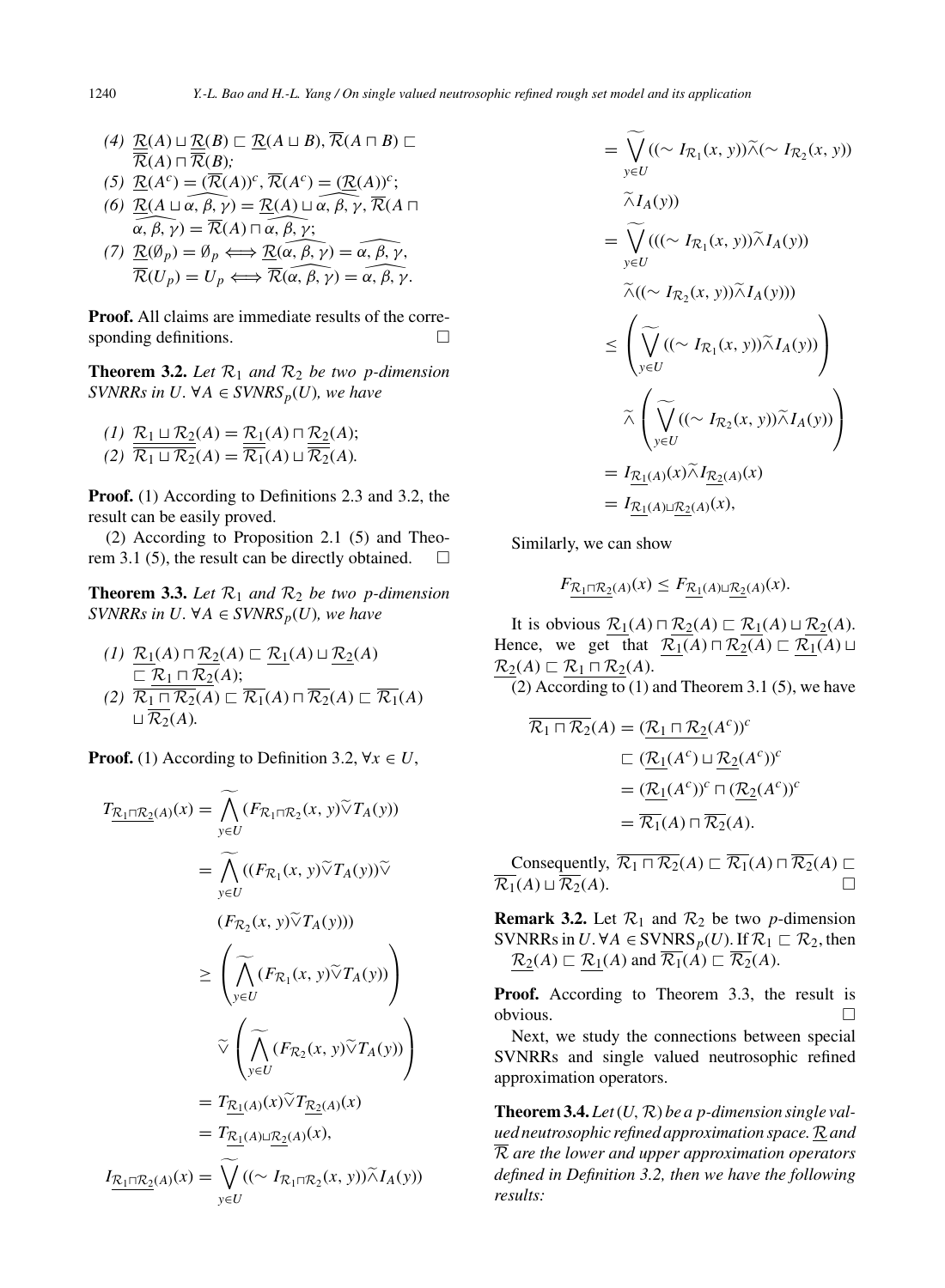(4) $\underline{\mathcal{R}}(A) \sqcup \underline{\mathcal{R}}(B) \sqsubset \underline{\mathcal{R}}(A \sqcup B)$, $\overline{\mathcal{R}}(A \sqcap B) \sqsubset \overline{\mathcal{R}}(A) \sqcap \overline{\mathcal{R}}(B)$;

(5) $\underline{\mathcal{R}}(A^c) = (\overline{\mathcal{R}}(A))^c$, $\overline{\mathcal{R}}(A^c) = (\underline{\mathcal{R}}(A))^c$;

(6) $\underline{\mathcal{R}}(A \sqcup \widehat{\alpha, \beta, \gamma}) = \underline{\mathcal{R}}(A) \sqcup \widehat{\alpha, \beta, \gamma}$, $\overline{\mathcal{R}}(A \sqcap \widehat{\alpha, \beta, \gamma}) = \overline{\mathcal{R}}(A) \sqcap \widehat{\alpha, \beta, \gamma}$;

(7) $\underline{\mathcal{R}}(\emptyset_p) = \emptyset_p \Longleftrightarrow \underline{\mathcal{R}}(\widehat{\alpha, \beta, \gamma}) = \widehat{\alpha, \beta, \gamma}$, $\overline{\mathcal{R}}(U_p) = U_p \Longleftrightarrow \overline{\mathcal{R}}(\widehat{\alpha, \beta, \gamma}) = \widehat{\alpha, \beta, \gamma}$.

**Proof.** All claims are immediate results of the corresponding definitions. □

**Theorem 3.2.** *Let $\mathcal{R}_1$ and $\mathcal{R}_2$ be two p-dimension SVNRRs in $U$. $\forall A \in SVNRS_p(U)$, we have*

*(1)* $\underline{\mathcal{R}_1 \sqcup \mathcal{R}_2}(A) = \underline{\mathcal{R}_1}(A) \sqcap \underline{\mathcal{R}_2}(A)$;

*(2)* $\overline{\mathcal{R}_1 \sqcup \mathcal{R}_2}(A) = \overline{\mathcal{R}_1}(A) \sqcup \overline{\mathcal{R}_2}(A)$.

**Proof.** (1) According to Definitions 2.3 and 3.2, the result can be easily proved.

(2) According to Proposition 2.1 (5) and Theorem 3.1 (5), the result can be directly obtained. □

**Theorem 3.3.** *Let $\mathcal{R}_1$ and $\mathcal{R}_2$ be two p-dimension SVNRRs in $U$. $\forall A \in SVNRS_p(U)$, we have*

*(1)* $\underline{\mathcal{R}_1}(A) \sqcap \underline{\mathcal{R}_2}(A) \sqsubset \underline{\mathcal{R}_1}(A) \sqcup \underline{\mathcal{R}_2}(A) \sqsubset \underline{\mathcal{R}_1 \sqcap \mathcal{R}_2}(A)$;

*(2)* $\overline{\mathcal{R}_1 \sqcap \mathcal{R}_2}(A) \sqsubset \overline{\mathcal{R}_1}(A) \sqcap \overline{\mathcal{R}_2}(A) \sqsubset \overline{\mathcal{R}_1}(A) \sqcup \overline{\mathcal{R}_2}(A)$.

**Proof.** (1) According to Definition 3.2, $\forall x \in U$,

$$
\begin{aligned}
T_{\underline{\mathcal{R}_1 \sqcap \mathcal{R}_2}(A)}(x) &= \widetilde{\bigwedge_{y \in U}} (F_{\mathcal{R}_1 \sqcap \mathcal{R}_2}(x, y) \widetilde{\vee} T_A(y)) \\
&= \widetilde{\bigwedge_{y \in U}} ((F_{\mathcal{R}_1}(x, y) \widetilde{\vee} T_A(y)) \widetilde{\vee} (F_{\mathcal{R}_2}(x, y) \widetilde{\vee} T_A(y))) \\
&\geq \left( \widetilde{\bigwedge_{y \in U}} (F_{\mathcal{R}_1}(x, y) \widetilde{\vee} T_A(y)) \right) \widetilde{\vee} \left( \widetilde{\bigwedge_{y \in U}} (F_{\mathcal{R}_2}(x, y) \widetilde{\vee} T_A(y)) \right) \\
&= T_{\underline{\mathcal{R}_1}(A)}(x) \widetilde{\vee} T_{\underline{\mathcal{R}_2}(A)}(x) \\
&= T_{\underline{\mathcal{R}_1}(A) \sqcup \underline{\mathcal{R}_2}(A)}(x),
\end{aligned}
$$

$$
\begin{aligned}
I_{\underline{\mathcal{R}_1 \sqcap \mathcal{R}_2}(A)}(x) &= \widetilde{\bigvee_{y \in U}} ((\sim I_{\mathcal{R}_1 \sqcap \mathcal{R}_2}(x, y)) \widetilde{\wedge} I_A(y)) \\
&= \widetilde{\bigvee_{y \in U}} ((\sim I_{\mathcal{R}_1}(x, y)) \widetilde{\wedge} (\sim I_{\mathcal{R}_2}(x, y)) \widetilde{\wedge} I_A(y)) \\
&= \widetilde{\bigvee_{y \in U}} (((\sim I_{\mathcal{R}_1}(x, y)) \widetilde{\wedge} I_A(y)) \widetilde{\wedge} ((\sim I_{\mathcal{R}_2}(x, y)) \widetilde{\wedge} I_A(y))) \\
&\leq \left( \widetilde{\bigvee_{y \in U}} ((\sim I_{\mathcal{R}_1}(x, y)) \widetilde{\wedge} I_A(y)) \right) \widetilde{\wedge} \left( \widetilde{\bigvee_{y \in U}} ((\sim I_{\mathcal{R}_2}(x, y)) \widetilde{\wedge} I_A(y)) \right) \\
&= I_{\underline{\mathcal{R}_1}(A)}(x) \widetilde{\wedge} I_{\underline{\mathcal{R}_2}(A)}(x) \\
&= I_{\underline{\mathcal{R}_1}(A) \sqcup \underline{\mathcal{R}_2}(A)}(x),
\end{aligned}
$$

Similarly, we can show

$$
F_{\underline{\mathcal{R}_1 \sqcap \mathcal{R}_2}(A)}(x) \leq F_{\underline{\mathcal{R}_1}(A) \sqcup \underline{\mathcal{R}_2}(A)}(x).
$$

It is obvious $\underline{\mathcal{R}_1}(A) \sqcap \underline{\mathcal{R}_2}(A) \sqsubset \underline{\mathcal{R}_1}(A) \sqcup \underline{\mathcal{R}_2}(A)$. Hence, we get that $\underline{\mathcal{R}_1}(A) \sqcap \underline{\mathcal{R}_2}(A) \sqsubset \underline{\mathcal{R}_1}(A) \sqcup \underline{\mathcal{R}_2}(A) \sqsubset \underline{\mathcal{R}_1 \sqcap \mathcal{R}_2}(A)$.

(2) According to (1) and Theorem 3.1 (5), we have

$$
\begin{aligned}
\overline{\mathcal{R}_1 \sqcap \mathcal{R}_2}(A) &= (\underline{\mathcal{R}_1 \sqcap \mathcal{R}_2}(A^c))^c \\
&\sqsubset (\underline{\mathcal{R}_1}(A^c) \sqcup \underline{\mathcal{R}_2}(A^c))^c \\
&= (\underline{\mathcal{R}_1}(A^c))^c \sqcap (\underline{\mathcal{R}_2}(A^c))^c \\
&= \overline{\mathcal{R}_1}(A) \sqcap \overline{\mathcal{R}_2}(A).
\end{aligned}
$$

Consequently, $\overline{\mathcal{R}_1 \sqcap \mathcal{R}_2}(A) \sqsubset \overline{\mathcal{R}_1}(A) \sqcap \overline{\mathcal{R}_2}(A) \sqsubset \overline{\mathcal{R}_1}(A) \sqcup \overline{\mathcal{R}_2}(A)$. □

**Remark 3.2.** Let $\mathcal{R}_1$ and $\mathcal{R}_2$ be two $p$-dimension SVNRRs in $U$. $\forall A \in \text{SVNRS}_p(U)$. If $\mathcal{R}_1 \sqsubset \mathcal{R}_2$, then $\underline{\mathcal{R}_2}(A) \sqsubset \underline{\mathcal{R}_1}(A)$ and $\overline{\mathcal{R}_1}(A) \sqsubset \overline{\mathcal{R}_2}(A)$.

**Proof.** According to Theorem 3.3, the result is obvious. □

Next, we study the connections between special SVNRRs and single valued neutrosophic refined approximation operators.

**Theorem 3.4.** *Let $(U, \mathcal{R})$ be a p-dimension single valued neutrosophic refined approximation space. $\underline{\mathcal{R}}$ and $\overline{\mathcal{R}}$ are the lower and upper approximation operators defined in Definition 3.2, then we have the following results:*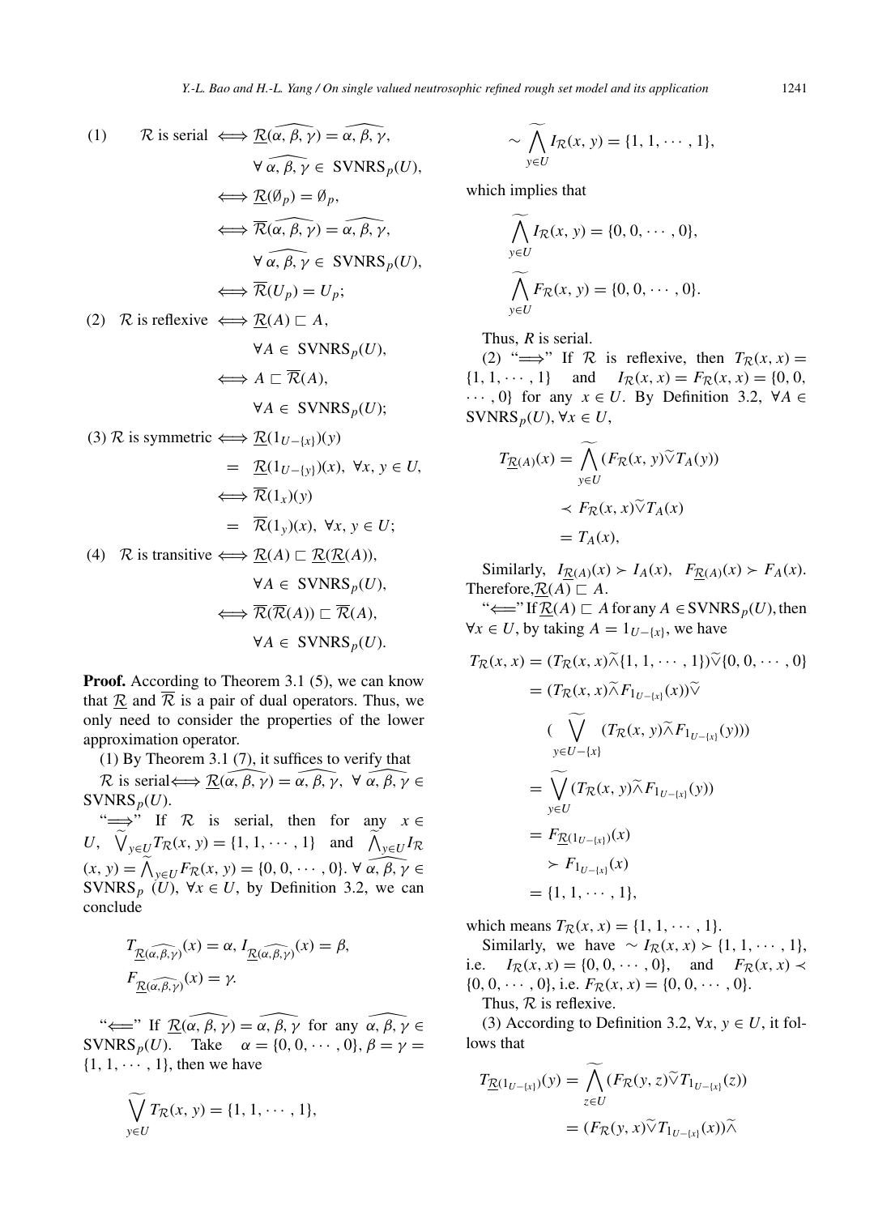(1) $\mathcal{R}$ is serial $\iff \underline{\mathcal{R}}(\widehat{\alpha,\beta,\gamma}) = \widehat{\alpha,\beta,\gamma}$, $\forall\, \widehat{\alpha,\beta,\gamma} \in \text{SVNRS}_p(U)$,

$\iff \underline{\mathcal{R}}(\emptyset_p) = \emptyset_p$,

$\iff \overline{\mathcal{R}}(\widehat{\alpha,\beta,\gamma}) = \widehat{\alpha,\beta,\gamma}$, $\forall\, \widehat{\alpha,\beta,\gamma} \in \text{SVNRS}_p(U)$,

$\iff \overline{\mathcal{R}}(U_p) = U_p$;

(2) $\mathcal{R}$ is reflexive $\iff \underline{\mathcal{R}}(A) \sqsubset A$, $\forall A \in \text{SVNRS}_p(U)$,

$\iff A \sqsubset \overline{\mathcal{R}}(A)$, $\forall A \in \text{SVNRS}_p(U)$;

(3) $\mathcal{R}$ is symmetric $\iff \underline{\mathcal{R}}(1_{U-\{x\}})(y) = \underline{\mathcal{R}}(1_{U-\{y\}})(x)$, $\forall x, y \in U$,

$\iff \overline{\mathcal{R}}(1_x)(y) = \overline{\mathcal{R}}(1_y)(x)$, $\forall x, y \in U$;

(4) $\mathcal{R}$ is transitive $\iff \underline{\mathcal{R}}(A) \sqsubset \underline{\mathcal{R}}(\underline{\mathcal{R}}(A))$, $\forall A \in \text{SVNRS}_p(U)$,

$\iff \overline{\mathcal{R}}(\overline{\mathcal{R}}(A)) \sqsubset \overline{\mathcal{R}}(A)$, $\forall A \in \text{SVNRS}_p(U)$.

**Proof.** According to Theorem 3.1 (5), we can know that $\underline{\mathcal{R}}$ and $\overline{\mathcal{R}}$ is a pair of dual operators. Thus, we only need to consider the properties of the lower approximation operator.

(1) By Theorem 3.1 (7), it suffices to verify that $\mathcal{R}$ is serial$\iff \underline{\mathcal{R}}(\widehat{\alpha,\beta,\gamma}) = \widehat{\alpha,\beta,\gamma}$, $\forall\, \widehat{\alpha,\beta,\gamma} \in \text{SVNRS}_p(U)$.

"$\Longrightarrow$" If $\mathcal{R}$ is serial, then for any $x \in U$, $\widetilde{\bigvee}_{y\in U} T_{\mathcal{R}}(x,y) = \{1,1,\cdots,1\}$ and $\widetilde{\bigwedge}_{y\in U} I_{\mathcal{R}}(x,y) = \widetilde{\bigwedge}_{y\in U} F_{\mathcal{R}}(x,y) = \{0,0,\cdots,0\}$. $\forall\, \widehat{\alpha,\beta,\gamma} \in \text{SVNRS}_p(U)$, $\forall x \in U$, by Definition 3.2, we can conclude

$$T_{\underline{\mathcal{R}}(\widehat{\alpha,\beta,\gamma})}(x) = \alpha,\ I_{\underline{\mathcal{R}}(\widehat{\alpha,\beta,\gamma})}(x) = \beta,$$
$$F_{\underline{\mathcal{R}}(\widehat{\alpha,\beta,\gamma})}(x) = \gamma.$$

"$\Longleftarrow$" If $\underline{\mathcal{R}}(\widehat{\alpha,\beta,\gamma}) = \widehat{\alpha,\beta,\gamma}$ for any $\widehat{\alpha,\beta,\gamma} \in \text{SVNRS}_p(U)$. Take $\alpha = \{0,0,\cdots,0\}, \beta = \gamma = \{1,1,\cdots,1\}$, then we have

$$\widetilde{\bigvee_{y\in U}} T_{\mathcal{R}}(x,y) = \{1,1,\cdots,1\},$$

$$\sim \widetilde{\bigwedge_{y\in U}} I_{\mathcal{R}}(x,y) = \{1,1,\cdots,1\},$$

which implies that

$$\widetilde{\bigwedge_{y\in U}} I_{\mathcal{R}}(x,y) = \{0,0,\cdots,0\},$$
$$\widetilde{\bigwedge_{y\in U}} F_{\mathcal{R}}(x,y) = \{0,0,\cdots,0\}.$$

Thus, $R$ is serial.

(2) "$\Longrightarrow$" If $\mathcal{R}$ is reflexive, then $T_{\mathcal{R}}(x,x) = \{1,1,\cdots,1\}$ and $I_{\mathcal{R}}(x,x) = F_{\mathcal{R}}(x,x) = \{0,0,\cdots,0\}$ for any $x \in U$. By Definition 3.2, $\forall A \in \text{SVNRS}_p(U), \forall x \in U$,

$$\begin{aligned}
T_{\underline{\mathcal{R}}(A)}(x) &= \widetilde{\bigwedge_{y\in U}} (F_{\mathcal{R}}(x,y) \widetilde{\vee} T_A(y)) \\
&\prec F_{\mathcal{R}}(x,x) \widetilde{\vee} T_A(x) \\
&= T_A(x),
\end{aligned}$$

Similarly, $I_{\underline{\mathcal{R}}(A)}(x) \succ I_A(x)$, $F_{\underline{\mathcal{R}}(A)}(x) \succ F_A(x)$. Therefore, $\underline{\mathcal{R}}(A) \sqsubset A$.

"$\Longleftarrow$" If $\underline{\mathcal{R}}(A) \sqsubset A$ for any $A \in \text{SVNRS}_p(U)$, then $\forall x \in U$, by taking $A = 1_{U-\{x\}}$, we have

$$\begin{aligned}
T_{\mathcal{R}}(x,x) &= (T_{\mathcal{R}}(x,x) \widetilde{\wedge} \{1,1,\cdots,1\}) \widetilde{\vee} \{0,0,\cdots,0\} \\
&= (T_{\mathcal{R}}(x,x) \widetilde{\wedge} F_{1_{U-\{x\}}}(x)) \widetilde{\vee} \\
&\quad (\widetilde{\bigvee_{y\in U-\{x\}}} (T_{\mathcal{R}}(x,y) \widetilde{\wedge} F_{1_{U-\{x\}}}(y))) \\
&= \widetilde{\bigvee_{y\in U}} (T_{\mathcal{R}}(x,y) \widetilde{\wedge} F_{1_{U-\{x\}}}(y)) \\
&= F_{\underline{\mathcal{R}}(1_{U-\{x\}})}(x) \\
&\succ F_{1_{U-\{x\}}}(x) \\
&= \{1,1,\cdots,1\},
\end{aligned}$$

which means $T_{\mathcal{R}}(x,x) = \{1,1,\cdots,1\}$.

Similarly, we have $\sim I_{\mathcal{R}}(x,x) \succ \{1,1,\cdots,1\}$, i.e. $I_{\mathcal{R}}(x,x) = \{0,0,\cdots,0\}$, and $F_{\mathcal{R}}(x,x) \prec \{0,0,\cdots,0\}$, i.e. $F_{\mathcal{R}}(x,x) = \{0,0,\cdots,0\}$.

Thus, $\mathcal{R}$ is reflexive.

(3) According to Definition 3.2, $\forall x, y \in U$, it follows that

$$\begin{aligned}
T_{\underline{\mathcal{R}}(1_{U-\{x\}})}(y) &= \widetilde{\bigwedge_{z\in U}} (F_{\mathcal{R}}(y,z) \widetilde{\vee} T_{1_{U-\{x\}}}(z)) \\
&= (F_{\mathcal{R}}(y,x) \widetilde{\vee} T_{1_{U-\{x\}}}(x)) \widetilde{\wedge}
\end{aligned}$$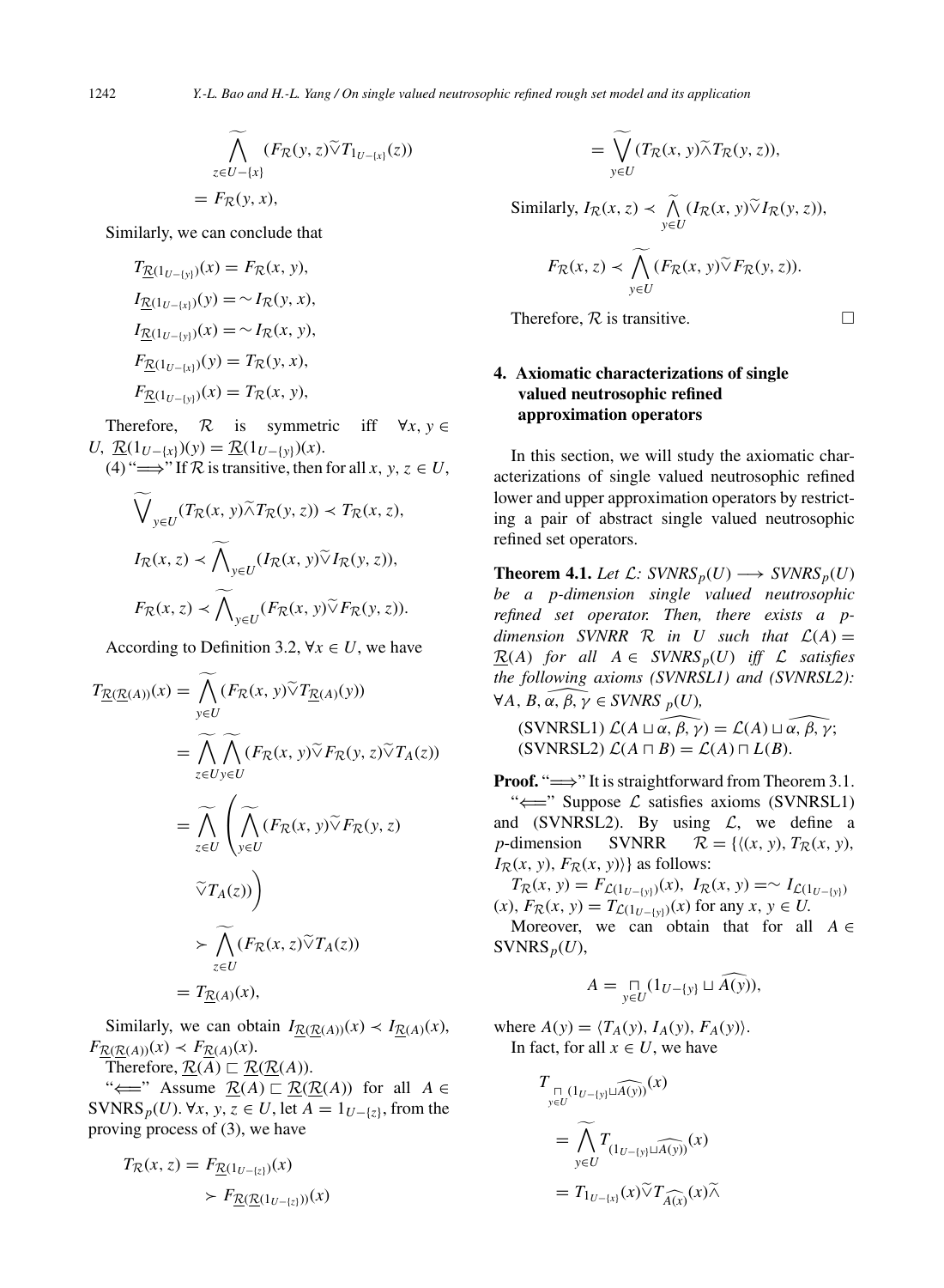$$\widetilde{\bigwedge_{z\in U-\{x\}}}(F_{\mathcal{R}}(y,z)\widetilde{\vee}T_{1_{U-\{x\}}}(z))$$

$$= F_{\mathcal{R}}(y,x),$$

Similarly, we can conclude that

$$T_{\underline{\mathcal{R}}(1_{U-\{y\}})}(x) = F_{\mathcal{R}}(x,y),$$

$$I_{\underline{\mathcal{R}}(1_{U-\{x\}})}(y) = \sim I_{\mathcal{R}}(y,x),$$

$$I_{\underline{\mathcal{R}}(1_{U-\{y\}})}(x) = \sim I_{\mathcal{R}}(x,y),$$

$$F_{\underline{\mathcal{R}}(1_{U-\{x\}})}(y) = T_{\mathcal{R}}(y,x),$$

$$F_{\underline{\mathcal{R}}(1_{U-\{y\}})}(x) = T_{\mathcal{R}}(x,y),$$

Therefore, $\mathcal{R}$ is symmetric iff $\forall x, y \in U$, $\underline{\mathcal{R}}(1_{U-\{x\}})(y) = \underline{\mathcal{R}}(1_{U-\{y\}})(x)$.

(4) "$\Longrightarrow$" If $\mathcal{R}$ is transitive, then for all $x, y, z \in U$,

$$\widetilde{\bigvee}_{y\in U}(T_{\mathcal{R}}(x,y)\widetilde{\wedge}T_{\mathcal{R}}(y,z)) \prec T_{\mathcal{R}}(x,z),$$

$$I_{\mathcal{R}}(x,z) \prec \widetilde{\bigwedge}_{y\in U}(I_{\mathcal{R}}(x,y)\widetilde{\vee}I_{\mathcal{R}}(y,z)),$$

$$F_{\mathcal{R}}(x,z) \prec \widetilde{\bigwedge}_{y\in U}(F_{\mathcal{R}}(x,y)\widetilde{\vee}F_{\mathcal{R}}(y,z)).$$

According to Definition 3.2, $\forall x \in U$, we have

$$\begin{aligned}
T_{\underline{\mathcal{R}}(\underline{\mathcal{R}}(A))}(x) &= \widetilde{\bigwedge_{y\in U}}(F_{\mathcal{R}}(x,y)\widetilde{\vee}T_{\underline{\mathcal{R}}(A)}(y)) \\
&= \widetilde{\bigwedge_{z\in U}}\widetilde{\bigwedge_{y\in U}}(F_{\mathcal{R}}(x,y)\widetilde{\vee}F_{\mathcal{R}}(y,z)\widetilde{\vee}T_A(z)) \\
&= \widetilde{\bigwedge_{z\in U}}\left(\widetilde{\bigwedge_{y\in U}}(F_{\mathcal{R}}(x,y)\widetilde{\vee}F_{\mathcal{R}}(y,z)\right. \\
&\qquad \left.\widetilde{\vee}T_A(z))\right) \\
&\succ \widetilde{\bigwedge_{z\in U}}(F_{\mathcal{R}}(x,z)\widetilde{\vee}T_A(z)) \\
&= T_{\underline{\mathcal{R}}(A)}(x),
\end{aligned}$$

Similarly, we can obtain $I_{\underline{\mathcal{R}}(\underline{\mathcal{R}}(A))}(x) \prec I_{\underline{\mathcal{R}}(A)}(x)$, $F_{\underline{\mathcal{R}}(\underline{\mathcal{R}}(A))}(x) \prec F_{\underline{\mathcal{R}}(A)}(x)$.

Therefore, $\underline{\mathcal{R}}(A) \sqsubset \underline{\mathcal{R}}(\underline{\mathcal{R}}(A))$.

"$\Longleftarrow$" Assume $\underline{\mathcal{R}}(A) \sqsubset \underline{\mathcal{R}}(\underline{\mathcal{R}}(A))$ for all $A \in$ SVNRS$_p(U)$. $\forall x, y, z \in U$, let $A = 1_{U-\{z\}}$, from the proving process of (3), we have

$$\begin{aligned}
T_{\mathcal{R}}(x,z) &= F_{\underline{\mathcal{R}}(1_{U-\{z\}})}(x) \\
&\succ F_{\underline{\mathcal{R}}(\underline{\mathcal{R}}(1_{U-\{z\}}))}(x) \\
&= \widetilde{\bigvee_{y\in U}}(T_{\mathcal{R}}(x,y)\widetilde{\wedge}T_{\mathcal{R}}(y,z)),
\end{aligned}$$

Similarly, $I_{\mathcal{R}}(x,z) \prec \widetilde{\bigwedge_{y\in U}}(I_{\mathcal{R}}(x,y)\widetilde{\vee}I_{\mathcal{R}}(y,z))$,

$$F_{\mathcal{R}}(x,z) \prec \widetilde{\bigwedge_{y\in U}}(F_{\mathcal{R}}(x,y)\widetilde{\vee}F_{\mathcal{R}}(y,z)).$$

Therefore, $\mathcal{R}$ is transitive. □

## 4. Axiomatic characterizations of single valued neutrosophic refined approximation operators

In this section, we will study the axiomatic characterizations of single valued neutrosophic refined lower and upper approximation operators by restricting a pair of abstract single valued neutrosophic refined set operators.

**Theorem 4.1.** *Let $\mathcal{L}$: SVNRS$_p(U) \longrightarrow$ SVNRS$_p(U)$ be a p-dimension single valued neutrosophic refined set operator. Then, there exists a p-dimension SVNRR $\mathcal{R}$ in $U$ such that $\mathcal{L}(A) = \underline{\mathcal{R}}(A)$ for all $A \in$ SVNRS$_p(U)$ iff $\mathcal{L}$ satisfies the following axioms (SVNRSL1) and (SVNRSL2): $\forall A, B, \widehat{\alpha,\beta,\gamma} \in$ SVNRS$_p(U)$,*

(SVNRSL1) $\mathcal{L}(A \sqcup \widehat{\alpha,\beta,\gamma}) = \mathcal{L}(A) \sqcup \widehat{\alpha,\beta,\gamma}$;

(SVNRSL2) $\mathcal{L}(A \sqcap B) = \mathcal{L}(A) \sqcap L(B)$.

**Proof.** "$\Longrightarrow$" It is straightforward from Theorem 3.1.

"$\Longleftarrow$" Suppose $\mathcal{L}$ satisfies axioms (SVNRSL1) and (SVNRSL2). By using $\mathcal{L}$, we define a $p$-dimension SVNRR $\mathcal{R} = \{\langle(x,y), T_{\mathcal{R}}(x,y), I_{\mathcal{R}}(x,y), F_{\mathcal{R}}(x,y)\rangle\}$ as follows:

$T_{\mathcal{R}}(x,y) = F_{\mathcal{L}(1_{U-\{y\}})}(x)$, $I_{\mathcal{R}}(x,y) = \sim I_{\mathcal{L}(1_{U-\{y\}})}(x)$, $F_{\mathcal{R}}(x,y) = T_{\mathcal{L}(1_{U-\{y\}})}(x)$ for any $x, y \in U$.

Moreover, we can obtain that for all $A \in$ SVNRS$_p(U)$,

$$A = \underset{y\in U}{\sqcap}(1_{U-\{y\}} \sqcup \widehat{A(y)}),$$

where $A(y) = \langle T_A(y), I_A(y), F_A(y)\rangle$.

In fact, for all $x \in U$, we have

$$\begin{aligned}
&T_{\underset{y\in U}{\sqcap}(1_{U-\{y\}}\sqcup\widehat{A(y)})}(x) \\
&= \widetilde{\bigwedge_{y\in U}}T_{(1_{U-\{y\}}\sqcup\widehat{A(y)})}(x) \\
&= T_{1_{U-\{x\}}}(x)\widetilde{\vee}T_{\widehat{A(x)}}(x)\widetilde{\wedge}
\end{aligned}$$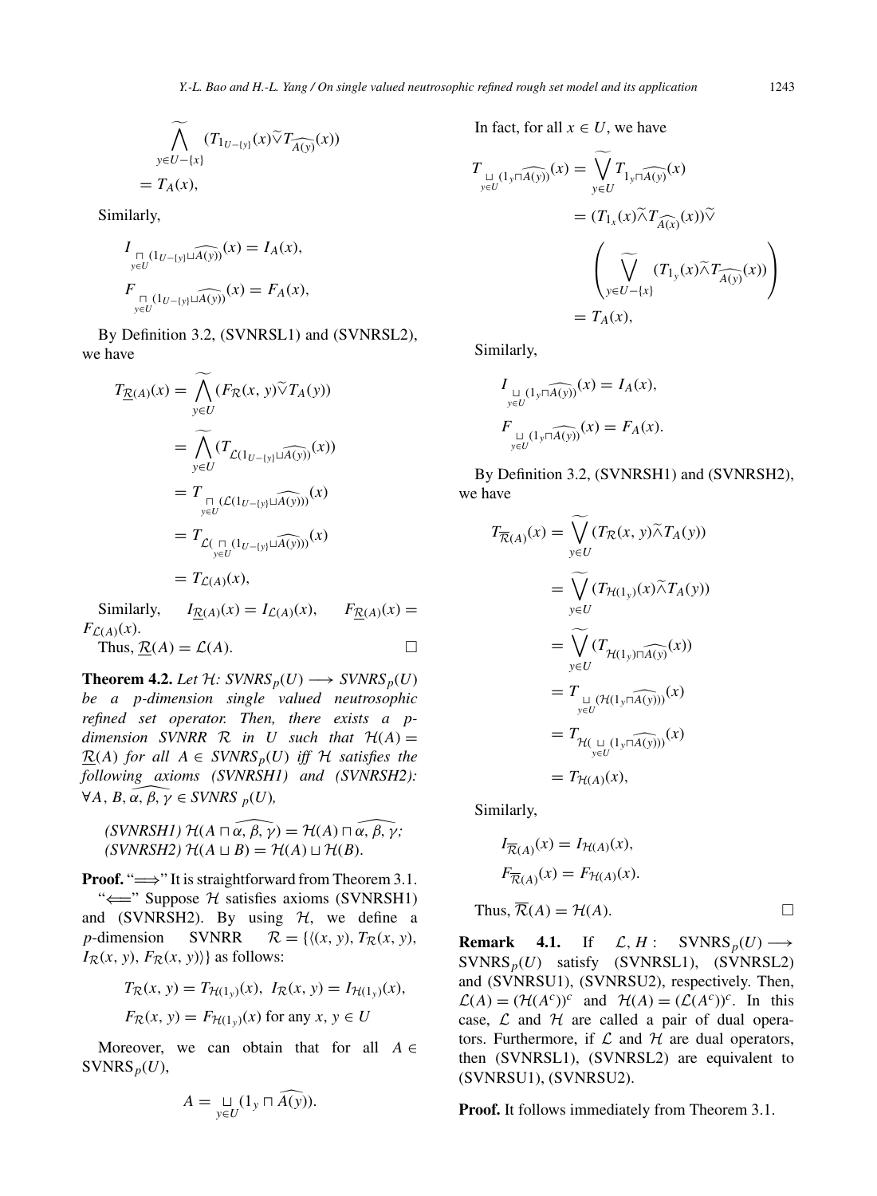$$\widetilde{\bigwedge_{y\in U-\{x\}}}(T_{1_{U-\{y\}}}(x)\widetilde{\vee}T_{\widehat{A(y)}}(x))$$
$$= T_A(x),$$

Similarly,

$$I_{\underset{y\in U}{\sqcap}(1_{U-\{y\}}\sqcup\widehat{A(y)})}(x) = I_A(x),$$
$$F_{\underset{y\in U}{\sqcap}(1_{U-\{y\}}\sqcup\widehat{A(y)})}(x) = F_A(x),$$

By Definition 3.2, (SVNRSL1) and (SVNRSL2), we have

$$\begin{aligned}
T_{\underline{\mathcal{R}}(A)}(x) &= \widetilde{\bigwedge_{y\in U}}(F_{\mathcal{R}}(x,y)\widetilde{\vee}T_A(y)) \\
&= \widetilde{\bigwedge_{y\in U}}(T_{\mathcal{L}(1_{U-\{y\}}\sqcup\widehat{A(y)})}(x)) \\
&= T_{\underset{y\in U}{\sqcap}(\mathcal{L}(1_{U-\{y\}}\sqcup\widehat{A(y)}))}(x) \\
&= T_{\mathcal{L}(\underset{y\in U}{\sqcap}(1_{U-\{y\}}\sqcup\widehat{A(y)}))}(x) \\
&= T_{\mathcal{L}(A)}(x),
\end{aligned}$$

Similarly, $I_{\underline{\mathcal{R}}(A)}(x) = I_{\mathcal{L}(A)}(x)$, $F_{\underline{\mathcal{R}}(A)}(x) = F_{\mathcal{L}(A)}(x)$.

Thus, $\underline{\mathcal{R}}(A) = \mathcal{L}(A)$. □

**Theorem 4.2.** *Let $\mathcal{H}$: $SVNRS_p(U) \longrightarrow SVNRS_p(U)$ be a p-dimension single valued neutrosophic refined set operator. Then, there exists a p-dimension SVNRR $\mathcal{R}$ in $U$ such that $\mathcal{H}(A) = \underline{\mathcal{R}}(A)$ for all $A \in SVNRS_p(U)$ iff $\mathcal{H}$ satisfies the following axioms (SVNRSH1) and (SVNRSH2): $\forall A, B, \widehat{\alpha,\beta,\gamma} \in SVNRS_p(U)$,*

*(SVNRSH1) $\mathcal{H}(A \sqcap \widehat{\alpha,\beta,\gamma}) = \mathcal{H}(A) \sqcap \widehat{\alpha,\beta,\gamma}$;*
*(SVNRSH2) $\mathcal{H}(A \sqcup B) = \mathcal{H}(A) \sqcup \mathcal{H}(B)$.*

**Proof.** "$\Longrightarrow$" It is straightforward from Theorem 3.1.

"$\Longleftarrow$" Suppose $\mathcal{H}$ satisfies axioms (SVNRSH1) and (SVNRSH2). By using $\mathcal{H}$, we define a $p$-dimension SVNRR $\mathcal{R} = \{\langle (x,y), T_{\mathcal{R}}(x,y), I_{\mathcal{R}}(x,y), F_{\mathcal{R}}(x,y)\rangle\}$ as follows:

$$T_{\mathcal{R}}(x,y) = T_{\mathcal{H}(1_y)}(x),\ I_{\mathcal{R}}(x,y) = I_{\mathcal{H}(1_y)}(x),$$
$$F_{\mathcal{R}}(x,y) = F_{\mathcal{H}(1_y)}(x) \text{ for any } x,y \in U$$

Moreover, we can obtain that for all $A \in SVNRS_p(U)$,

$$A = \underset{y\in U}{\sqcup}(1_y \sqcap \widehat{A(y)}).$$

In fact, for all $x \in U$, we have

$$\begin{aligned}
T_{\underset{y\in U}{\sqcup}(1_y\sqcap\widehat{A(y)})}(x) &= \widetilde{\bigvee_{y\in U}}T_{1_y\sqcap\widehat{A(y)}}(x) \\
&= (T_{1_x}(x)\widetilde{\wedge}T_{\widehat{A(x)}}(x))\widetilde{\vee} \\
&\quad \left(\widetilde{\bigvee_{y\in U-\{x\}}}(T_{1_y}(x)\widetilde{\wedge}T_{\widehat{A(y)}}(x))\right) \\
&= T_A(x),
\end{aligned}$$

Similarly,

$$I_{\underset{y\in U}{\sqcup}(1_y\sqcap\widehat{A(y)})}(x) = I_A(x),$$
$$F_{\underset{y\in U}{\sqcup}(1_y\sqcap\widehat{A(y)})}(x) = F_A(x).$$

By Definition 3.2, (SVNRSH1) and (SVNRSH2), we have

$$\begin{aligned}
T_{\overline{\mathcal{R}}(A)}(x) &= \widetilde{\bigvee_{y\in U}}(T_{\mathcal{R}}(x,y)\widetilde{\wedge}T_A(y)) \\
&= \widetilde{\bigvee_{y\in U}}(T_{\mathcal{H}(1_y)}(x)\widetilde{\wedge}T_A(y)) \\
&= \widetilde{\bigvee_{y\in U}}(T_{\mathcal{H}(1_y)\sqcap\widehat{A(y)}}(x)) \\
&= T_{\underset{y\in U}{\sqcup}(\mathcal{H}(1_y\sqcap\widehat{A(y)}))}(x) \\
&= T_{\mathcal{H}(\underset{y\in U}{\sqcup}(1_y\sqcap\widehat{A(y)}))}(x) \\
&= T_{\mathcal{H}(A)}(x),
\end{aligned}$$

Similarly,

$$I_{\overline{\mathcal{R}}(A)}(x) = I_{\mathcal{H}(A)}(x),$$
$$F_{\overline{\mathcal{R}}(A)}(x) = F_{\mathcal{H}(A)}(x).$$

Thus, $\overline{\mathcal{R}}(A) = \mathcal{H}(A)$. □

**Remark 4.1.** If $\mathcal{L}, H$ : $SVNRS_p(U) \longrightarrow SVNRS_p(U)$ satisfy (SVNRSL1), (SVNRSL2) and (SVNRSU1), (SVNRSU2), respectively. Then, $\mathcal{L}(A) = (\mathcal{H}(A^c))^c$ and $\mathcal{H}(A) = (\mathcal{L}(A^c))^c$. In this case, $\mathcal{L}$ and $\mathcal{H}$ are called a pair of dual operators. Furthermore, if $\mathcal{L}$ and $\mathcal{H}$ are dual operators, then (SVNRSL1), (SVNRSL2) are equivalent to (SVNRSU1), (SVNRSU2).

**Proof.** It follows immediately from Theorem 3.1.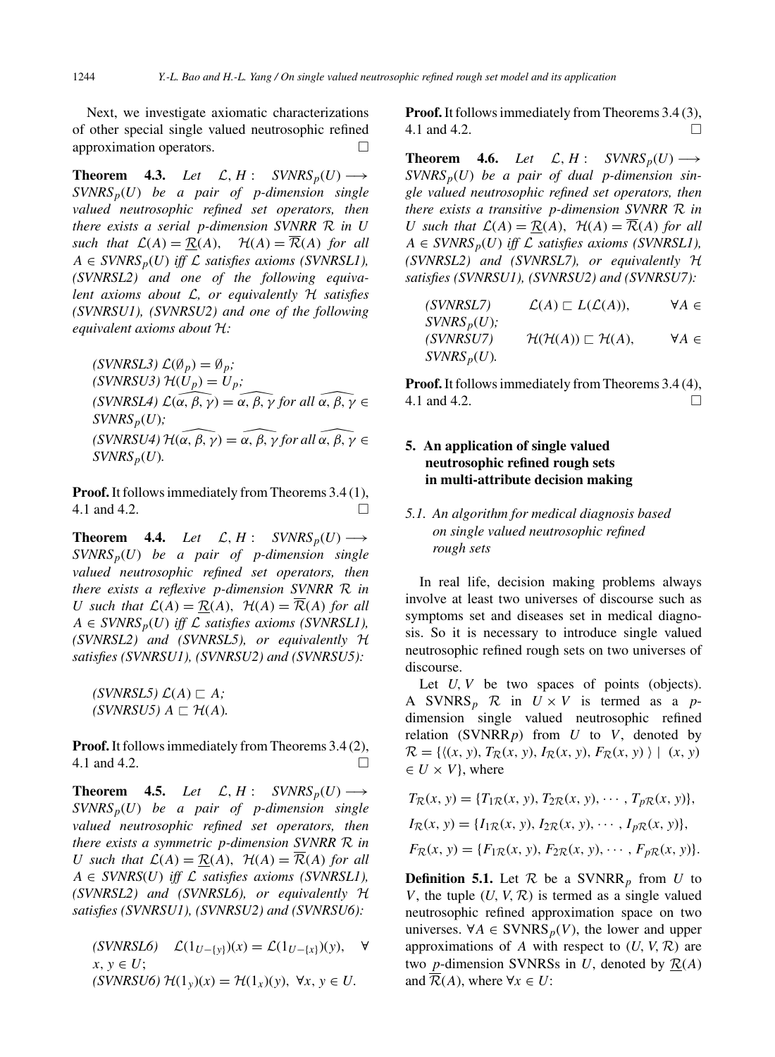Next, we investigate axiomatic characterizations of other special single valued neutrosophic refined approximation operators. □

**Theorem 4.3.** *Let* $\mathcal{L}, \mathcal{H}: SVNRS_p(U) \longrightarrow SVNRS_p(U)$ *be a pair of p-dimension single valued neutrosophic refined set operators, then there exists a serial p-dimension SVNRR* $\mathcal{R}$ *in U such that* $\mathcal{L}(A) = \underline{\mathcal{R}}(A)$, $\mathcal{H}(A) = \overline{\mathcal{R}}(A)$ *for all* $A \in SVNRS_p(U)$ *iff* $\mathcal{L}$ *satisfies axioms (SVNRSL1), (SVNRSL2) and one of the following equivalent axioms about* $\mathcal{L}$*, or equivalently* $\mathcal{H}$ *satisfies (SVNRSU1), (SVNRSU2) and one of the following equivalent axioms about* $\mathcal{H}$*:*

*(SVNRSL3)* $\mathcal{L}(\emptyset_p) = \emptyset_p$;
*(SVNRSU3)* $\mathcal{H}(U_p) = U_p$;
*(SVNRSL4)* $\mathcal{L}(\widehat{\alpha, \beta, \gamma}) = \widehat{\alpha, \beta, \gamma}$ *for all* $\widehat{\alpha, \beta, \gamma} \in SVNRS_p(U)$;
*(SVNRSU4)* $\mathcal{H}(\widehat{\alpha, \beta, \gamma}) = \widehat{\alpha, \beta, \gamma}$ *for all* $\widehat{\alpha, \beta, \gamma} \in SVNRS_p(U)$.

**Proof.** It follows immediately from Theorems 3.4 (1), 4.1 and 4.2. □

**Theorem 4.4.** *Let* $\mathcal{L}, \mathcal{H}: SVNRS_p(U) \longrightarrow SVNRS_p(U)$ *be a pair of p-dimension single valued neutrosophic refined set operators, then there exists a reflexive p-dimension SVNRR* $\mathcal{R}$ *in U such that* $\mathcal{L}(A) = \underline{\mathcal{R}}(A)$, $\mathcal{H}(A) = \overline{\mathcal{R}}(A)$ *for all* $A \in SVNRS_p(U)$ *iff* $\mathcal{L}$ *satisfies axioms (SVNRSL1), (SVNRSL2) and (SVNRSL5), or equivalently* $\mathcal{H}$ *satisfies (SVNRSU1), (SVNRSU2) and (SVNRSU5):*

*(SVNRSL5)* $\mathcal{L}(A) \sqsubset A$;
*(SVNRSU5)* $A \sqsubset \mathcal{H}(A)$.

**Proof.** It follows immediately from Theorems 3.4 (2), 4.1 and 4.2. □

**Theorem 4.5.** *Let* $\mathcal{L}, \mathcal{H}: SVNRS_p(U) \longrightarrow SVNRS_p(U)$ *be a pair of p-dimension single valued neutrosophic refined set operators, then there exists a symmetric p-dimension SVNRR* $\mathcal{R}$ *in U such that* $\mathcal{L}(A) = \underline{\mathcal{R}}(A)$, $\mathcal{H}(A) = \overline{\mathcal{R}}(A)$ *for all* $A \in SVNRS(U)$ *iff* $\mathcal{L}$ *satisfies axioms (SVNRSL1), (SVNRSL2) and (SVNRSL6), or equivalently* $\mathcal{H}$ *satisfies (SVNRSU1), (SVNRSU2) and (SVNRSU6):*

*(SVNRSL6)* $\mathcal{L}(1_{U-\{y\}})(x) = \mathcal{L}(1_{U-\{x\}})(y)$, $\forall x, y \in U$;
*(SVNRSU6)* $\mathcal{H}(1_y)(x) = \mathcal{H}(1_x)(y)$, $\forall x, y \in U$.

**Proof.** It follows immediately from Theorems 3.4 (3), 4.1 and 4.2. □

**Theorem 4.6.** *Let* $\mathcal{L}, \mathcal{H}: SVNRS_p(U) \longrightarrow SVNRS_p(U)$ *be a pair of dual p-dimension single valued neutrosophic refined set operators, then there exists a transitive p-dimension SVNRR* $\mathcal{R}$ *in U such that* $\mathcal{L}(A) = \underline{\mathcal{R}}(A)$, $\mathcal{H}(A) = \overline{\mathcal{R}}(A)$ *for all* $A \in SVNRS_p(U)$ *iff* $\mathcal{L}$ *satisfies axioms (SVNRSL1), (SVNRSL2) and (SVNRSL7), or equivalently* $\mathcal{H}$ *satisfies (SVNRSU1), (SVNRSU2) and (SVNRSU7):*

*(SVNRSL7)* $\mathcal{L}(A) \sqsubset L(\mathcal{L}(A))$, $\forall A \in SVNRS_p(U)$;
*(SVNRSU7)* $\mathcal{H}(\mathcal{H}(A)) \sqsubset \mathcal{H}(A)$, $\forall A \in SVNRS_p(U)$.

**Proof.** It follows immediately from Theorems 3.4 (4), 4.1 and 4.2. □

## 5. An application of single valued neutrosophic refined rough sets in multi-attribute decision making

### *5.1. An algorithm for medical diagnosis based on single valued neutrosophic refined rough sets*

In real life, decision making problems always involve at least two universes of discourse such as symptoms set and diseases set in medical diagnosis. So it is necessary to introduce single valued neutrosophic refined rough sets on two universes of discourse.

Let $U, V$ be two spaces of points (objects). A SVNRS$_p$ $\mathcal{R}$ in $U \times V$ is termed as a $p$-dimension single valued neutrosophic refined relation (SVNRR$p$) from $U$ to $V$, denoted by $\mathcal{R} = \{\langle (x, y), T_{\mathcal{R}}(x, y), I_{\mathcal{R}}(x, y), F_{\mathcal{R}}(x, y) \rangle \mid (x, y) \in U \times V\}$, where

$$T_{\mathcal{R}}(x, y) = \{T_{1\mathcal{R}}(x, y), T_{2\mathcal{R}}(x, y), \cdots, T_{p\mathcal{R}}(x, y)\},$$

$$I_{\mathcal{R}}(x, y) = \{I_{1\mathcal{R}}(x, y), I_{2\mathcal{R}}(x, y), \cdots, I_{p\mathcal{R}}(x, y)\},$$

$$F_{\mathcal{R}}(x, y) = \{F_{1\mathcal{R}}(x, y), F_{2\mathcal{R}}(x, y), \cdots, F_{p\mathcal{R}}(x, y)\}.$$

**Definition 5.1.** Let $\mathcal{R}$ be a SVNRR$_p$ from $U$ to $V$, the tuple $(U, V, \mathcal{R})$ is termed as a single valued neutrosophic refined approximation space on two universes. $\forall A \in$ SVNRS$_p(V)$, the lower and upper approximations of $A$ with respect to $(U, V, \mathcal{R})$ are two $p$-dimension SVNRSs in $U$, denoted by $\underline{\mathcal{R}}(A)$ and $\overline{\mathcal{R}}(A)$, where $\forall x \in U$: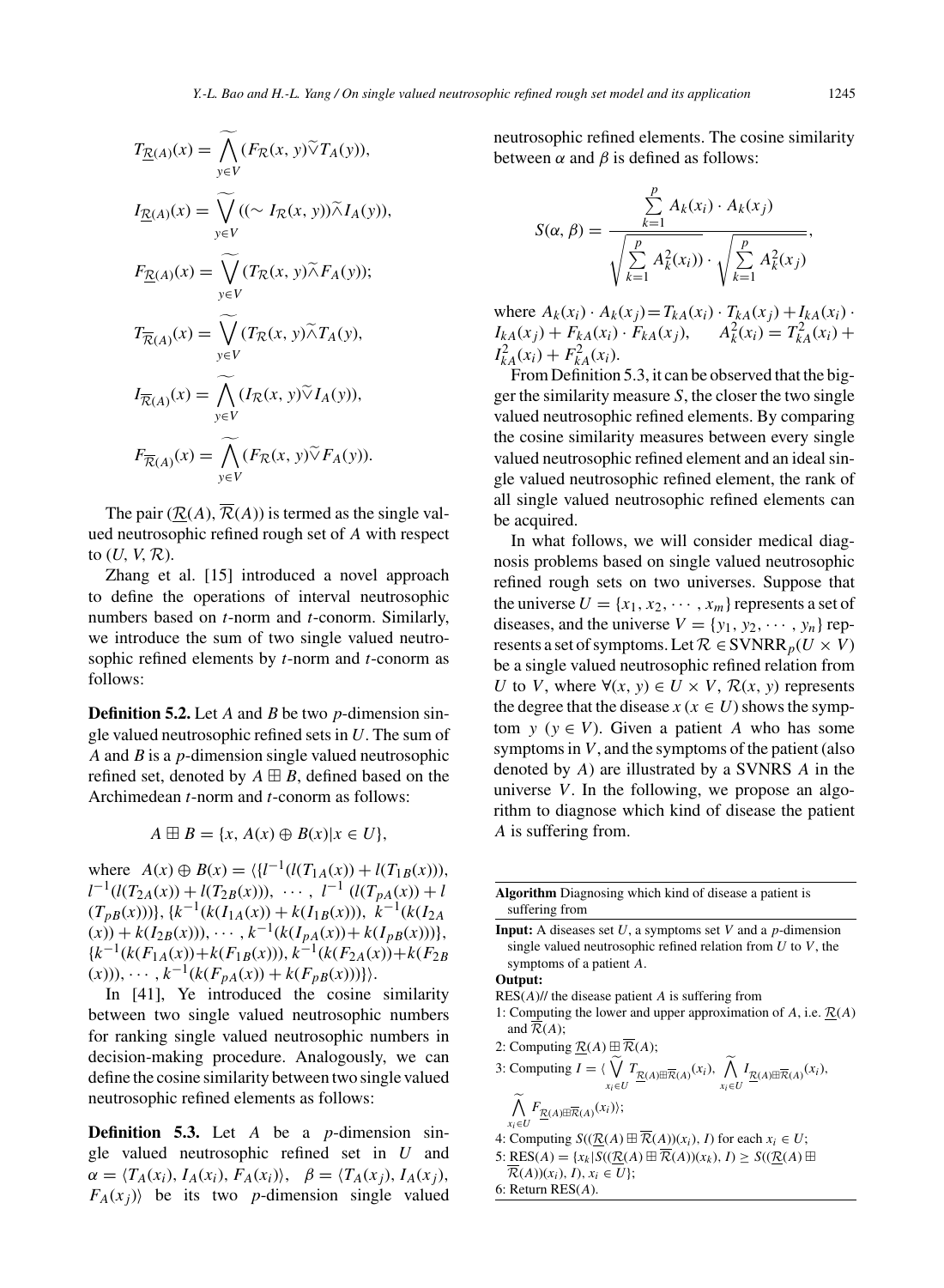$$T_{\underline{\mathcal{R}}(A)}(x) = \widetilde{\bigwedge_{y \in V}} (F_{\mathcal{R}}(x, y) \widetilde{\vee} T_A(y)),$$

$$I_{\underline{\mathcal{R}}(A)}(x) = \widetilde{\bigvee_{y \in V}} ((\sim I_{\mathcal{R}}(x, y)) \widetilde{\wedge} I_A(y)),$$

$$F_{\underline{\mathcal{R}}(A)}(x) = \widetilde{\bigvee_{y \in V}} (T_{\mathcal{R}}(x, y) \widetilde{\wedge} F_A(y));$$

$$T_{\overline{\mathcal{R}}(A)}(x) = \widetilde{\bigvee_{y \in V}} (T_{\mathcal{R}}(x, y) \widetilde{\wedge} T_A(y),$$

$$I_{\overline{\mathcal{R}}(A)}(x) = \widetilde{\bigwedge_{y \in V}} (I_{\mathcal{R}}(x, y) \widetilde{\vee} I_A(y)),$$

$$F_{\overline{\mathcal{R}}(A)}(x) = \widetilde{\bigwedge_{y \in V}} (F_{\mathcal{R}}(x, y) \widetilde{\vee} F_A(y)).$$

The pair $(\underline{\mathcal{R}}(A), \overline{\mathcal{R}}(A))$ is termed as the single valued neutrosophic refined rough set of $A$ with respect to $(U, V, \mathcal{R})$.

Zhang et al. [15] introduced a novel approach to define the operations of interval neutrosophic numbers based on $t$-norm and $t$-conorm. Similarly, we introduce the sum of two single valued neutrosophic refined elements by $t$-norm and $t$-conorm as follows:

**Definition 5.2.** Let $A$ and $B$ be two $p$-dimension single valued neutrosophic refined sets in $U$. The sum of $A$ and $B$ is a $p$-dimension single valued neutrosophic refined set, denoted by $A \boxplus B$, defined based on the Archimedean $t$-norm and $t$-conorm as follows:

$$A \boxplus B = \{x, A(x) \oplus B(x) | x \in U\},$$

where $A(x) \oplus B(x) = \langle \{l^{-1}(l(T_{1A}(x)) + l(T_{1B}(x))), l^{-1}(l(T_{2A}(x)) + l(T_{2B}(x))), \cdots, l^{-1}(l(T_{pA}(x)) + l(T_{pB}(x)))\}, \{k^{-1}(k(I_{1A}(x)) + k(I_{1B}(x))), k^{-1}(k(I_{2A}(x)) + k(I_{2B}(x))), \cdots, k^{-1}(k(I_{pA}(x)) + k(I_{pB}(x)))\}, \{k^{-1}(k(F_{1A}(x)) + k(F_{1B}(x))), k^{-1}(k(F_{2A}(x)) + k(F_{2B}(x))), \cdots, k^{-1}(k(F_{pA}(x)) + k(F_{pB}(x)))\} \rangle$.

In [41], Ye introduced the cosine similarity between two single valued neutrosophic numbers for ranking single valued neutrosophic numbers in decision-making procedure. Analogously, we can define the cosine similarity between two single valued neutrosophic refined elements as follows:

**Definition 5.3.** Let $A$ be a $p$-dimension single valued neutrosophic refined set in $U$ and $\alpha = \langle T_A(x_i), I_A(x_i), F_A(x_i) \rangle$, $\beta = \langle T_A(x_j), I_A(x_j), F_A(x_j) \rangle$ be its two $p$-dimension single valued neutrosophic refined elements. The cosine similarity between $\alpha$ and $\beta$ is defined as follows:

$$S(\alpha, \beta) = \frac{\sum_{k=1}^{p} A_k(x_i) \cdot A_k(x_j)}{\sqrt{\sum_{k=1}^{p} A_k^2(x_i))} \cdot \sqrt{\sum_{k=1}^{p} A_k^2(x_j)}},$$

where $A_k(x_i) \cdot A_k(x_j) = T_{kA}(x_i) \cdot T_{kA}(x_j) + I_{kA}(x_i) \cdot I_{kA}(x_j) + F_{kA}(x_i) \cdot F_{kA}(x_j)$, $A_k^2(x_i) = T_{kA}^2(x_i) + I_{kA}^2(x_i) + F_{kA}^2(x_i)$.

From Definition 5.3, it can be observed that the bigger the similarity measure $S$, the closer the two single valued neutrosophic refined elements. By comparing the cosine similarity measures between every single valued neutrosophic refined element and an ideal single valued neutrosophic refined element, the rank of all single valued neutrosophic refined elements can be acquired.

In what follows, we will consider medical diagnosis problems based on single valued neutrosophic refined rough sets on two universes. Suppose that the universe $U = \{x_1, x_2, \cdots, x_m\}$ represents a set of diseases, and the universe $V = \{y_1, y_2, \cdots, y_n\}$ represents a set of symptoms. Let $\mathcal{R} \in \text{SVNRR}_p(U \times V)$ be a single valued neutrosophic refined relation from $U$ to $V$, where $\forall (x, y) \in U \times V$, $\mathcal{R}(x, y)$ represents the degree that the disease $x$ $(x \in U)$ shows the symptom $y$ $(y \in V)$. Given a patient $A$ who has some symptoms in $V$, and the symptoms of the patient (also denoted by $A$) are illustrated by a SVNRS $A$ in the universe $V$. In the following, we propose an algorithm to diagnose which kind of disease the patient $A$ is suffering from.

---

**Algorithm** Diagnosing which kind of disease a patient is suffering from

---

**Input:** A diseases set $U$, a symptoms set $V$ and a $p$-dimension single valued neutrosophic refined relation from $U$ to $V$, the symptoms of a patient $A$.

**Output:**

RES($A$)// the disease patient $A$ is suffering from

1: Computing the lower and upper approximation of $A$, i.e. $\underline{\mathcal{R}}(A)$ and $\overline{\mathcal{R}}(A)$;

2: Computing $\underline{\mathcal{R}}(A) \boxplus \overline{\mathcal{R}}(A)$;

3: Computing $I = \langle \widetilde{\bigvee_{x_i \in U}} T_{\underline{\mathcal{R}}(A) \boxplus \overline{\mathcal{R}}(A)}(x_i), \widetilde{\bigwedge_{x_i \in U}} I_{\underline{\mathcal{R}}(A) \boxplus \overline{\mathcal{R}}(A)}(x_i), \widetilde{\bigwedge_{x_i \in U}} F_{\underline{\mathcal{R}}(A) \boxplus \overline{\mathcal{R}}(A)}(x_i) \rangle$;

4: Computing $S((\underline{\mathcal{R}}(A) \boxplus \overline{\mathcal{R}}(A))(x_i), I)$ for each $x_i \in U$;

5: $\text{RES}(A) = \{x_k | S((\underline{\mathcal{R}}(A) \boxplus \overline{\mathcal{R}}(A))(x_k), I) \geq S((\underline{\mathcal{R}}(A) \boxplus \overline{\mathcal{R}}(A))(x_i), I), x_i \in U\}$;

6: Return RES($A$).

---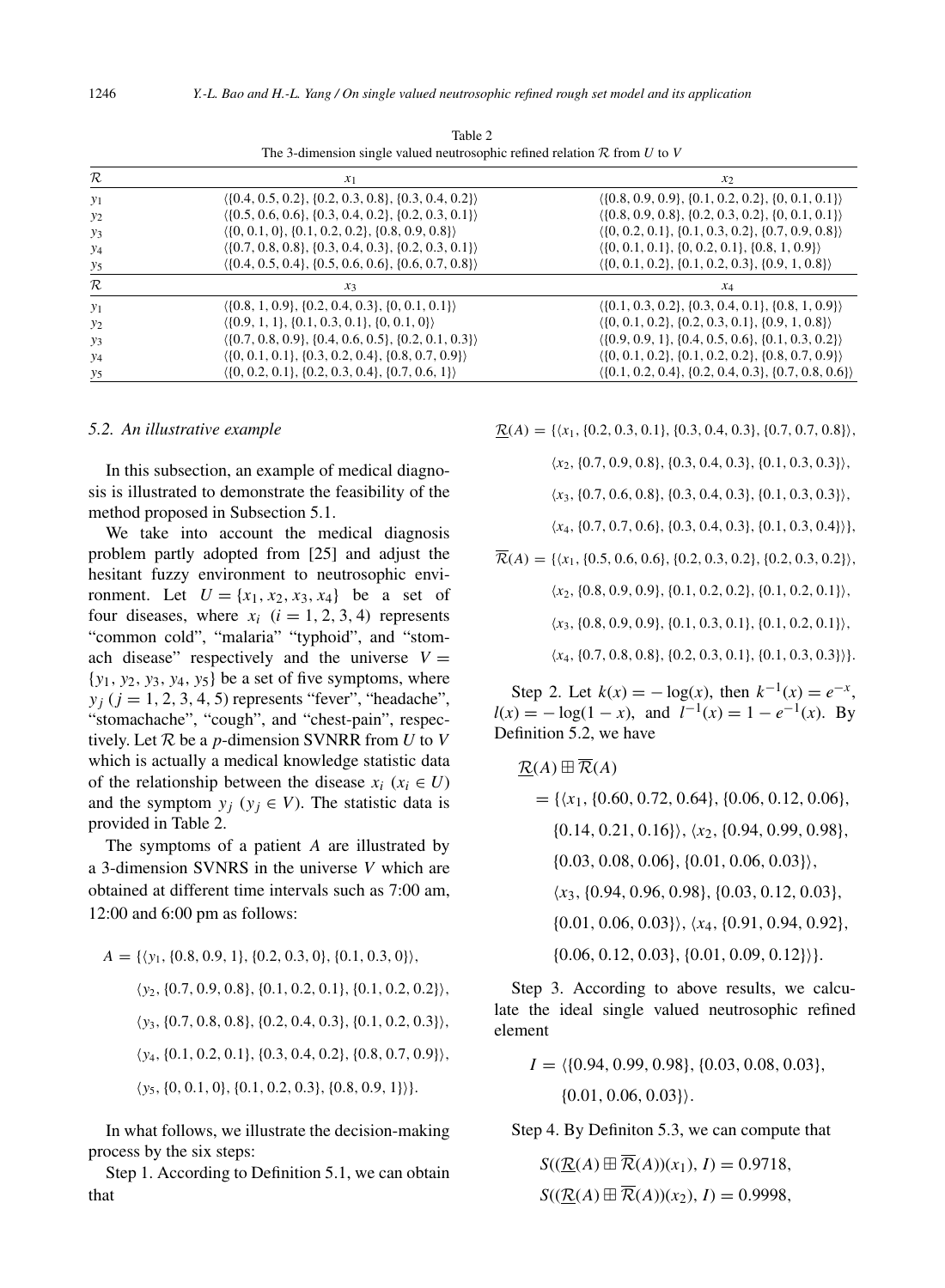Table 2
The 3-dimension single valued neutrosophic refined relation $\mathcal{R}$ from $U$ to $V$

| $\mathcal{R}$ | $x_1$ | $x_2$ |
|---|---|---|
| $y_1$ | $\langle\{0.4, 0.5, 0.2\}, \{0.2, 0.3, 0.8\}, \{0.3, 0.4, 0.2\}\rangle$ | $\langle\{0.8, 0.9, 0.9\}, \{0.1, 0.2, 0.2\}, \{0, 0.1, 0.1\}\rangle$ |
| $y_2$ | $\langle\{0.5, 0.6, 0.6\}, \{0.3, 0.4, 0.2\}, \{0.2, 0.3, 0.1\}\rangle$ | $\langle\{0.8, 0.9, 0.8\}, \{0.2, 0.3, 0.2\}, \{0, 0.1, 0.1\}\rangle$ |
| $y_3$ | $\langle\{0, 0.1, 0\}, \{0.1, 0.2, 0.2\}, \{0.8, 0.9, 0.8\}\rangle$ | $\langle\{0, 0.2, 0.1\}, \{0.1, 0.3, 0.2\}, \{0.7, 0.9, 0.8\}\rangle$ |
| $y_4$ | $\langle\{0.7, 0.8, 0.8\}, \{0.3, 0.4, 0.3\}, \{0.2, 0.3, 0.1\}\rangle$ | $\langle\{0, 0.1, 0.1\}, \{0, 0.2, 0.1\}, \{0.8, 1, 0.9\}\rangle$ |
| $y_5$ | $\langle\{0.4, 0.5, 0.4\}, \{0.5, 0.6, 0.6\}, \{0.6, 0.7, 0.8\}\rangle$ | $\langle\{0, 0.1, 0.2\}, \{0.1, 0.2, 0.3\}, \{0.9, 1, 0.8\}\rangle$ |
| $\mathcal{R}$ | $x_3$ | $x_4$ |
| $y_1$ | $\langle\{0.8, 1, 0.9\}, \{0.2, 0.4, 0.3\}, \{0, 0.1, 0.1\}\rangle$ | $\langle\{0.1, 0.3, 0.2\}, \{0.3, 0.4, 0.1\}, \{0.8, 1, 0.9\}\rangle$ |
| $y_2$ | $\langle\{0.9, 1, 1\}, \{0.1, 0.3, 0.1\}, \{0, 0.1, 0\}\rangle$ | $\langle\{0, 0.1, 0.2\}, \{0.2, 0.3, 0.1\}, \{0.9, 1, 0.8\}\rangle$ |
| $y_3$ | $\langle\{0.7, 0.8, 0.9\}, \{0.4, 0.6, 0.5\}, \{0.2, 0.1, 0.3\}\rangle$ | $\langle\{0.9, 0.9, 1\}, \{0.4, 0.5, 0.6\}, \{0.1, 0.3, 0.2\}\rangle$ |
| $y_4$ | $\langle\{0, 0.1, 0.1\}, \{0.3, 0.2, 0.4\}, \{0.8, 0.7, 0.9\}\rangle$ | $\langle\{0, 0.1, 0.2\}, \{0.1, 0.2, 0.2\}, \{0.8, 0.7, 0.9\}\rangle$ |
| $y_5$ | $\langle\{0, 0.2, 0.1\}, \{0.2, 0.3, 0.4\}, \{0.7, 0.6, 1\}\rangle$ | $\langle\{0.1, 0.2, 0.4\}, \{0.2, 0.4, 0.3\}, \{0.7, 0.8, 0.6\}\rangle$ |

### 5.2. An illustrative example

In this subsection, an example of medical diagnosis is illustrated to demonstrate the feasibility of the method proposed in Subsection 5.1.

We take into account the medical diagnosis problem partly adopted from [25] and adjust the hesitant fuzzy environment to neutrosophic environment. Let $U = \{x_1, x_2, x_3, x_4\}$ be a set of four diseases, where $x_i$ $(i = 1, 2, 3, 4)$ represents "common cold", "malaria" "typhoid", and "stomach disease" respectively and the universe $V = \{y_1, y_2, y_3, y_4, y_5\}$ be a set of five symptoms, where $y_j$ $(j = 1, 2, 3, 4, 5)$ represents "fever", "headache", "stomachache", "cough", and "chest-pain", respectively. Let $\mathcal{R}$ be a $p$-dimension SVNRR from $U$ to $V$ which is actually a medical knowledge statistic data of the relationship between the disease $x_i$ $(x_i \in U)$ and the symptom $y_j$ $(y_j \in V)$. The statistic data is provided in Table 2.

The symptoms of a patient $A$ are illustrated by a 3-dimension SVNRS in the universe $V$ which are obtained at different time intervals such as 7:00 am, 12:00 and 6:00 pm as follows:

$$
\begin{aligned}
A = \{&\langle y_1, \{0.8, 0.9, 1\}, \{0.2, 0.3, 0\}, \{0.1, 0.3, 0\}\rangle, \\
&\langle y_2, \{0.7, 0.9, 0.8\}, \{0.1, 0.2, 0.1\}, \{0.1, 0.2, 0.2\}\rangle, \\
&\langle y_3, \{0.7, 0.8, 0.8\}, \{0.2, 0.4, 0.3\}, \{0.1, 0.2, 0.3\}\rangle, \\
&\langle y_4, \{0.1, 0.2, 0.1\}, \{0.3, 0.4, 0.2\}, \{0.8, 0.7, 0.9\}\rangle, \\
&\langle y_5, \{0, 0.1, 0\}, \{0.1, 0.2, 0.3\}, \{0.8, 0.9, 1\}\rangle\}.
\end{aligned}
$$

In what follows, we illustrate the decision-making process by the six steps:

Step 1. According to Definition 5.1, we can obtain that

$$
\begin{aligned}
\underline{\mathcal{R}}(A) = \{&\langle x_1, \{0.2, 0.3, 0.1\}, \{0.3, 0.4, 0.3\}, \{0.7, 0.7, 0.8\}\rangle, \\
&\langle x_2, \{0.7, 0.9, 0.8\}, \{0.3, 0.4, 0.3\}, \{0.1, 0.3, 0.3\}\rangle, \\
&\langle x_3, \{0.7, 0.6, 0.8\}, \{0.3, 0.4, 0.3\}, \{0.1, 0.3, 0.3\}\rangle, \\
&\langle x_4, \{0.7, 0.7, 0.6\}, \{0.3, 0.4, 0.3\}, \{0.1, 0.3, 0.4\}\rangle\},
\end{aligned}
$$

$$
\begin{aligned}
\overline{\mathcal{R}}(A) = \{&\langle x_1, \{0.5, 0.6, 0.6\}, \{0.2, 0.3, 0.2\}, \{0.2, 0.3, 0.2\}\rangle, \\
&\langle x_2, \{0.8, 0.9, 0.9\}, \{0.1, 0.2, 0.2\}, \{0.1, 0.2, 0.1\}\rangle, \\
&\langle x_3, \{0.8, 0.9, 0.9\}, \{0.1, 0.3, 0.1\}, \{0.1, 0.2, 0.1\}\rangle, \\
&\langle x_4, \{0.7, 0.8, 0.8\}, \{0.2, 0.3, 0.1\}, \{0.1, 0.3, 0.3\}\rangle\}.
\end{aligned}
$$

Step 2. Let $k(x) = -\log(x)$, then $k^{-1}(x) = e^{-x}$, $l(x) = -\log(1 - x)$, and $l^{-1}(x) = 1 - e^{-1}(x)$. By Definition 5.2, we have

$$
\begin{aligned}
&\underline{\mathcal{R}}(A) \boxplus \overline{\mathcal{R}}(A) \\
&= \{\langle x_1, \{0.60, 0.72, 0.64\}, \{0.06, 0.12, 0.06\}, \\
&\quad \{0.14, 0.21, 0.16\}\rangle, \langle x_2, \{0.94, 0.99, 0.98\}, \\
&\quad \{0.03, 0.08, 0.06\}, \{0.01, 0.06, 0.03\}\rangle, \\
&\quad \langle x_3, \{0.94, 0.96, 0.98\}, \{0.03, 0.12, 0.03\}, \\
&\quad \{0.01, 0.06, 0.03\}\rangle, \langle x_4, \{0.91, 0.94, 0.92\}, \\
&\quad \{0.06, 0.12, 0.03\}, \{0.01, 0.09, 0.12\}\rangle\}.
\end{aligned}
$$

Step 3. According to above results, we calculate the ideal single valued neutrosophic refined element

$$
\begin{aligned}
I = \langle&\{0.94, 0.99, 0.98\}, \{0.03, 0.08, 0.03\}, \\
&\{0.01, 0.06, 0.03\}\rangle.
\end{aligned}
$$

Step 4. By Definiton 5.3, we can compute that

$$
S((\underline{\mathcal{R}}(A) \boxplus \overline{\mathcal{R}}(A))(x_1), I) = 0.9718,
$$

$$
S((\underline{\mathcal{R}}(A) \boxplus \overline{\mathcal{R}}(A))(x_2), I) = 0.9998,
$$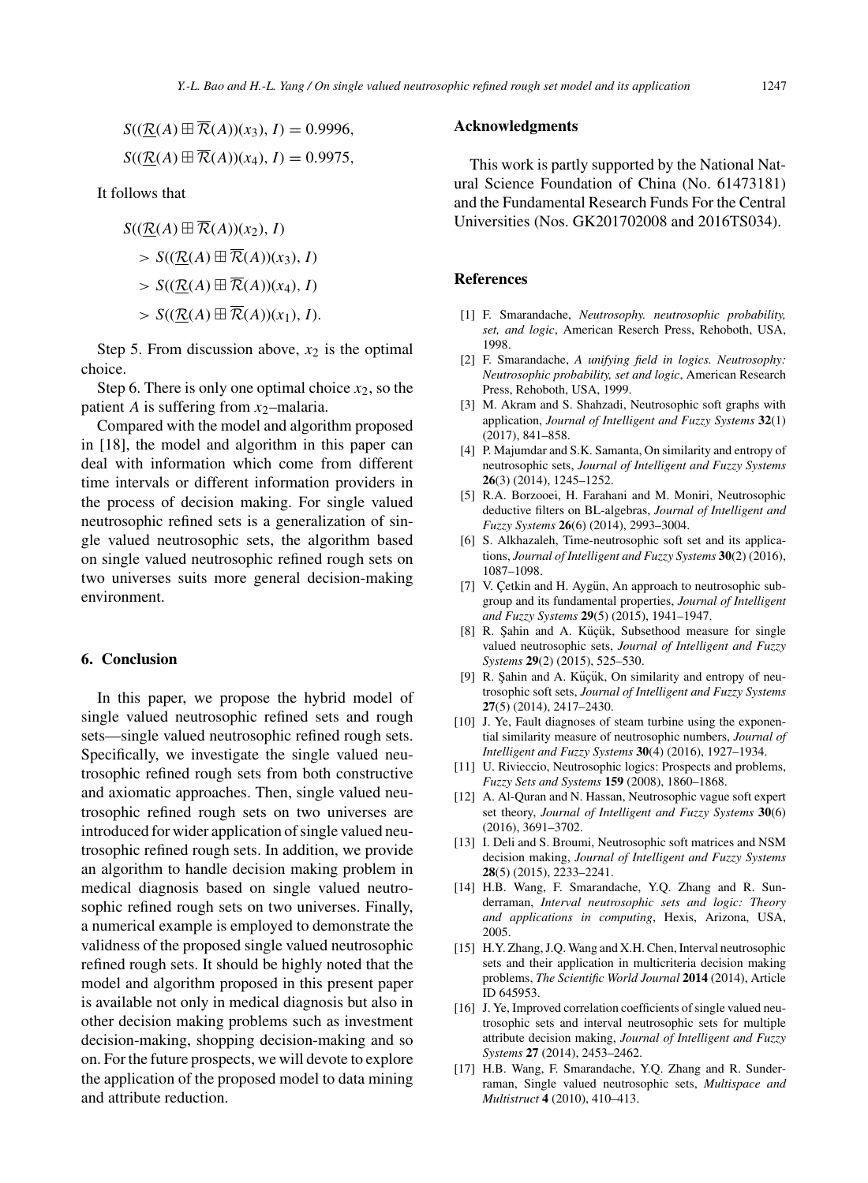$$S((\underline{\mathcal{R}}(A) \boxplus \overline{\mathcal{R}}(A))(x_3), I) = 0.9996,$$

$$S((\underline{\mathcal{R}}(A) \boxplus \overline{\mathcal{R}}(A))(x_4), I) = 0.9975,$$

It follows that

$$\begin{aligned} &S((\underline{\mathcal{R}}(A) \boxplus \overline{\mathcal{R}}(A))(x_2), I) \\ &> S((\underline{\mathcal{R}}(A) \boxplus \overline{\mathcal{R}}(A))(x_3), I) \\ &> S((\underline{\mathcal{R}}(A) \boxplus \overline{\mathcal{R}}(A))(x_4), I) \\ &> S((\underline{\mathcal{R}}(A) \boxplus \overline{\mathcal{R}}(A))(x_1), I). \end{aligned}$$

Step 5. From discussion above, $x_2$ is the optimal choice.

Step 6. There is only one optimal choice $x_2$, so the patient $A$ is suffering from $x_2$–malaria.

Compared with the model and algorithm proposed in [18], the model and algorithm in this paper can deal with information which come from different time intervals or different information providers in the process of decision making. For single valued neutrosophic refined sets is a generalization of single valued neutrosophic sets, the algorithm based on single valued neutrosophic refined rough sets on two universes suits more general decision-making environment.

## 6. Conclusion

In this paper, we propose the hybrid model of single valued neutrosophic refined sets and rough sets—single valued neutrosophic refined rough sets. Specifically, we investigate the single valued neutrosophic refined rough sets from both constructive and axiomatic approaches. Then, single valued neutrosophic refined rough sets on two universes are introduced for wider application of single valued neutrosophic refined rough sets. In addition, we provide an algorithm to handle decision making problem in medical diagnosis based on single valued neutrosophic refined rough sets on two universes. Finally, a numerical example is employed to demonstrate the validness of the proposed single valued neutrosophic refined rough sets. It should be highly noted that the model and algorithm proposed in this present paper is available not only in medical diagnosis but also in other decision making problems such as investment decision-making, shopping decision-making and so on. For the future prospects, we will devote to explore the application of the proposed model to data mining and attribute reduction.

## Acknowledgments

This work is partly supported by the National Natural Science Foundation of China (No. 61473181) and the Fundamental Research Funds For the Central Universities (Nos. GK201702008 and 2016TS034).

## References

[1] F. Smarandache, *Neutrosophy. neutrosophic probability, set, and logic*, American Reserch Press, Rehoboth, USA, 1998.

[2] F. Smarandache, *A unifying field in logics. Neutrosophy: Neutrosophic probability, set and logic*, American Research Press, Rehoboth, USA, 1999.

[3] M. Akram and S. Shahzadi, Neutrosophic soft graphs with application, *Journal of Intelligent and Fuzzy Systems* **32**(1) (2017), 841–858.

[4] P. Majumdar and S.K. Samanta, On similarity and entropy of neutrosophic sets, *Journal of Intelligent and Fuzzy Systems* **26**(3) (2014), 1245–1252.

[5] R.A. Borzooei, H. Farahani and M. Moniri, Neutrosophic deductive filters on BL-algebras, *Journal of Intelligent and Fuzzy Systems* **26**(6) (2014), 2993–3004.

[6] S. Alkhazaleh, Time-neutrosophic soft set and its applications, *Journal of Intelligent and Fuzzy Systems* **30**(2) (2016), 1087–1098.

[7] V. Çetkin and H. Aygün, An approach to neutrosophic subgroup and its fundamental properties, *Journal of Intelligent and Fuzzy Systems* **29**(5) (2015), 1941–1947.

[8] R. Şahin and A. Küçük, Subsethood measure for single valued neutrosophic sets, *Journal of Intelligent and Fuzzy Systems* **29**(2) (2015), 525–530.

[9] R. Şahin and A. Küçük, On similarity and entropy of neutrosophic soft sets, *Journal of Intelligent and Fuzzy Systems* **27**(5) (2014), 2417–2430.

[10] J. Ye, Fault diagnoses of steam turbine using the exponential similarity measure of neutrosophic numbers, *Journal of Intelligent and Fuzzy Systems* **30**(4) (2016), 1927–1934.

[11] U. Rivieccio, Neutrosophic logics: Prospects and problems, *Fuzzy Sets and Systems* **159** (2008), 1860–1868.

[12] A. Al-Quran and N. Hassan, Neutrosophic vague soft expert set theory, *Journal of Intelligent and Fuzzy Systems* **30**(6) (2016), 3691–3702.

[13] I. Deli and S. Broumi, Neutrosophic soft matrices and NSM decision making, *Journal of Intelligent and Fuzzy Systems* **28**(5) (2015), 2233–2241.

[14] H.B. Wang, F. Smarandache, Y.Q. Zhang and R. Sunderraman, *Interval neutrosophic sets and logic: Theory and applications in computing*, Hexis, Arizona, USA, 2005.

[15] H.Y. Zhang, J.Q. Wang and X.H. Chen, Interval neutrosophic sets and their application in multicriteria decision making problems, *The Scientific World Journal* **2014** (2014), Article ID 645953.

[16] J. Ye, Improved correlation coefficients of single valued neutrosophic sets and interval neutrosophic sets for multiple attribute decision making, *Journal of Intelligent and Fuzzy Systems* **27** (2014), 2453–2462.

[17] H.B. Wang, F. Smarandache, Y.Q. Zhang and R. Sunderraman, Single valued neutrosophic sets, *Multispace and Multistruct* **4** (2010), 410–413.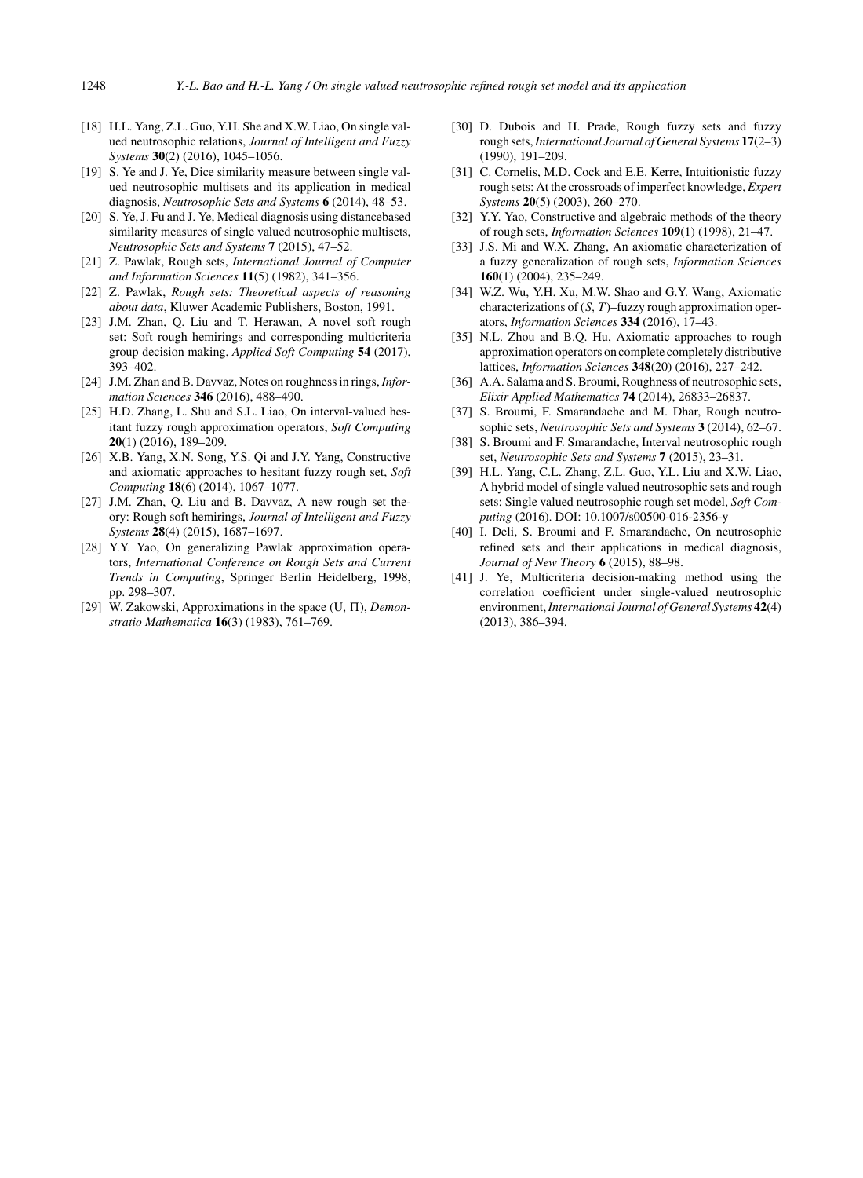- [18] H.L. Yang, Z.L. Guo, Y.H. She and X.W. Liao, On single valued neutrosophic relations, *Journal of Intelligent and Fuzzy Systems* **30**(2) (2016), 1045–1056.
- [19] S. Ye and J. Ye, Dice similarity measure between single valued neutrosophic multisets and its application in medical diagnosis, *Neutrosophic Sets and Systems* **6** (2014), 48–53.
- [20] S. Ye, J. Fu and J. Ye, Medical diagnosis using distancebased similarity measures of single valued neutrosophic multisets, *Neutrosophic Sets and Systems* **7** (2015), 47–52.
- [21] Z. Pawlak, Rough sets, *International Journal of Computer and Information Sciences* **11**(5) (1982), 341–356.
- [22] Z. Pawlak, *Rough sets: Theoretical aspects of reasoning about data*, Kluwer Academic Publishers, Boston, 1991.
- [23] J.M. Zhan, Q. Liu and T. Herawan, A novel soft rough set: Soft rough hemirings and corresponding multicriteria group decision making, *Applied Soft Computing* **54** (2017), 393–402.
- [24] J.M. Zhan and B. Davvaz, Notes on roughness in rings, *Information Sciences* **346** (2016), 488–490.
- [25] H.D. Zhang, L. Shu and S.L. Liao, On interval-valued hesitant fuzzy rough approximation operators, *Soft Computing* **20**(1) (2016), 189–209.
- [26] X.B. Yang, X.N. Song, Y.S. Qi and J.Y. Yang, Constructive and axiomatic approaches to hesitant fuzzy rough set, *Soft Computing* **18**(6) (2014), 1067–1077.
- [27] J.M. Zhan, Q. Liu and B. Davvaz, A new rough set theory: Rough soft hemirings, *Journal of Intelligent and Fuzzy Systems* **28**(4) (2015), 1687–1697.
- [28] Y.Y. Yao, On generalizing Pawlak approximation operators, *International Conference on Rough Sets and Current Trends in Computing*, Springer Berlin Heidelberg, 1998, pp. 298–307.
- [29] W. Zakowski, Approximations in the space (U, Π), *Demonstratio Mathematica* **16**(3) (1983), 761–769.
- [30] D. Dubois and H. Prade, Rough fuzzy sets and fuzzy rough sets, *International Journal of General Systems* **17**(2–3) (1990), 191–209.
- [31] C. Cornelis, M.D. Cock and E.E. Kerre, Intuitionistic fuzzy rough sets: At the crossroads of imperfect knowledge, *Expert Systems* **20**(5) (2003), 260–270.
- [32] Y.Y. Yao, Constructive and algebraic methods of the theory of rough sets, *Information Sciences* **109**(1) (1998), 21–47.
- [33] J.S. Mi and W.X. Zhang, An axiomatic characterization of a fuzzy generalization of rough sets, *Information Sciences* **160**(1) (2004), 235–249.
- [34] W.Z. Wu, Y.H. Xu, M.W. Shao and G.Y. Wang, Axiomatic characterizations of $(S, T)$–fuzzy rough approximation operators, *Information Sciences* **334** (2016), 17–43.
- [35] N.L. Zhou and B.Q. Hu, Axiomatic approaches to rough approximation operators on complete completely distributive lattices, *Information Sciences* **348**(20) (2016), 227–242.
- [36] A.A. Salama and S. Broumi, Roughness of neutrosophic sets, *Elixir Applied Mathematics* **74** (2014), 26833–26837.
- [37] S. Broumi, F. Smarandache and M. Dhar, Rough neutrosophic sets, *Neutrosophic Sets and Systems* **3** (2014), 62–67.
- [38] S. Broumi and F. Smarandache, Interval neutrosophic rough set, *Neutrosophic Sets and Systems* **7** (2015), 23–31.
- [39] H.L. Yang, C.L. Zhang, Z.L. Guo, Y.L. Liu and X.W. Liao, A hybrid model of single valued neutrosophic sets and rough sets: Single valued neutrosophic rough set model, *Soft Computing* (2016). DOI: 10.1007/s00500-016-2356-y
- [40] I. Deli, S. Broumi and F. Smarandache, On neutrosophic refined sets and their applications in medical diagnosis, *Journal of New Theory* **6** (2015), 88–98.
- [41] J. Ye, Multicriteria decision-making method using the correlation coefficient under single-valued neutrosophic environment, *International Journal of General Systems* **42**(4) (2013), 386–394.